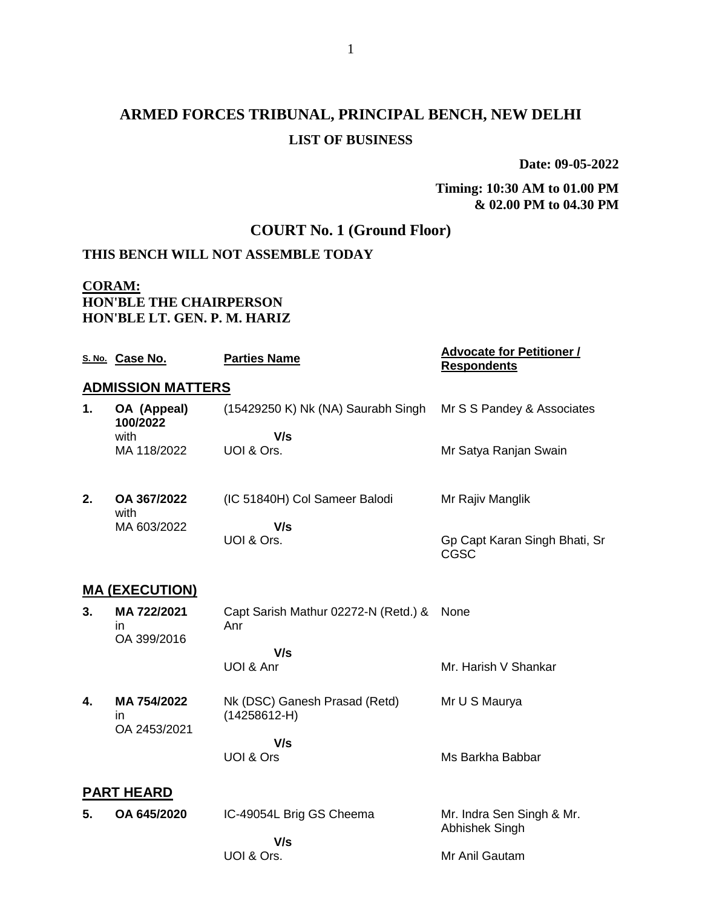# ARMED FORCES TRIBUNAL, PRINCIPAL BENCH, NEW DELHI

## LIST OF BUSINESS

**Date: 09-05-2022**

**Timing: 10:30 AM to 01.00 PM & 02.00 PM to 04.30 PM**

## COURT No. 1 (Ground Floor)

**THIS BENCH WILL NOT ASSEMBLE TODAY**

**CORAM:**
**HON'BLE THE CHAIRPERSON**
**HON'BLE LT. GEN. P. M. HARIZ**

| S. No. | Case No. | Parties Name | Advocate for Petitioner / Respondents |
|---|---|---|---|
| **ADMISSION MATTERS** | | | |
| **1.** | **OA (Appeal) 100/2022** with MA 118/2022 | (15429250 K) Nk (NA) Saurabh Singh **V/s** UOI & Ors. | Mr S S Pandey & Associates / Mr Satya Ranjan Swain |
| **2.** | **OA 367/2022** with MA 603/2022 | (IC 51840H) Col Sameer Balodi **V/s** UOI & Ors. | Mr Rajiv Manglik / Gp Capt Karan Singh Bhati, Sr CGSC |
| **MA (EXECUTION)** | | | |
| **3.** | **MA 722/2021** in OA 399/2016 | Capt Sarish Mathur 02272-N (Retd.) & Anr **V/s** UOI & Anr | None / Mr. Harish V Shankar |
| **4.** | **MA 754/2022** in OA 2453/2021 | Nk (DSC) Ganesh Prasad (Retd) (14258612-H) **V/s** UOI & Ors | Mr U S Maurya / Ms Barkha Babbar |
| **PART HEARD** | | | |
| **5.** | **OA 645/2020** | IC-49054L Brig GS Cheema **V/s** UOI & Ors. | Mr. Indra Sen Singh & Mr. Abhishek Singh / Mr Anil Gautam |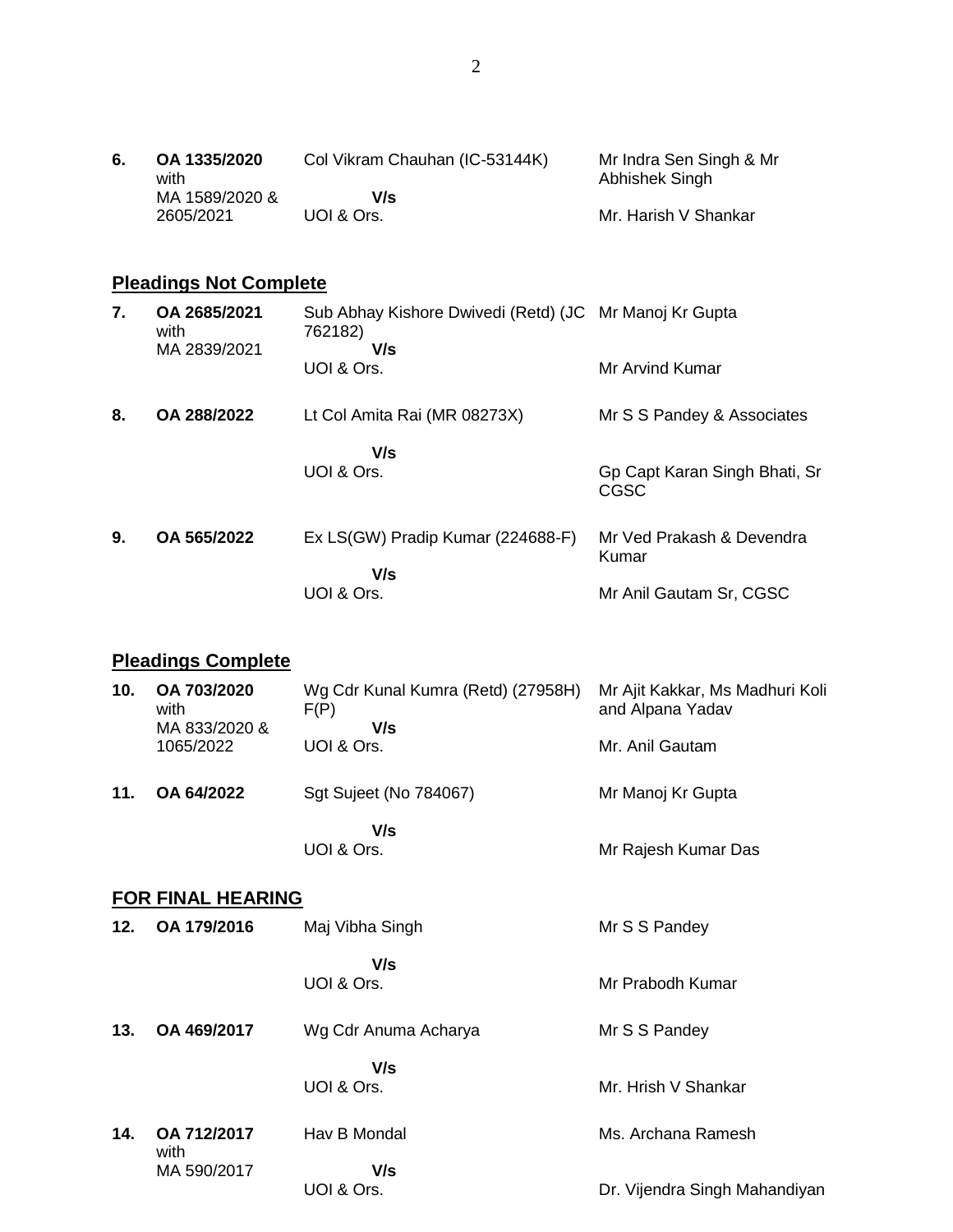| | | | |
|---|---|---|---|
| **6.** | **OA 1335/2020** with MA 1589/2020 & 2605/2021 | Col Vikram Chauhan (IC-53144K) **V/s** UOI & Ors. | Mr Indra Sen Singh & Mr Abhishek Singh<br>Mr. Harish V Shankar |

## Pleadings Not Complete

| | | | |
|---|---|---|---|
| **7.** | **OA 2685/2021** with MA 2839/2021 | Sub Abhay Kishore Dwivedi (Retd) (JC 762182) **V/s** UOI & Ors. | Mr Manoj Kr Gupta<br>Mr Arvind Kumar |
| **8.** | **OA 288/2022** | Lt Col Amita Rai (MR 08273X) **V/s** UOI & Ors. | Mr S S Pandey & Associates<br>Gp Capt Karan Singh Bhati, Sr CGSC |
| **9.** | **OA 565/2022** | Ex LS(GW) Pradip Kumar (224688-F) **V/s** UOI & Ors. | Mr Ved Prakash & Devendra Kumar<br>Mr Anil Gautam Sr, CGSC |

## Pleadings Complete

| | | | |
|---|---|---|---|
| **10.** | **OA 703/2020** with MA 833/2020 & 1065/2022 | Wg Cdr Kunal Kumra (Retd) (27958H) F(P) **V/s** UOI & Ors. | Mr Ajit Kakkar, Ms Madhuri Koli and Alpana Yadav<br>Mr. Anil Gautam |
| **11.** | **OA 64/2022** | Sgt Sujeet (No 784067) **V/s** UOI & Ors. | Mr Manoj Kr Gupta<br>Mr Rajesh Kumar Das |

## FOR FINAL HEARING

| | | | |
|---|---|---|---|
| **12.** | **OA 179/2016** | Maj Vibha Singh **V/s** UOI & Ors. | Mr S S Pandey<br>Mr Prabodh Kumar |
| **13.** | **OA 469/2017** | Wg Cdr Anuma Acharya **V/s** UOI & Ors. | Mr S S Pandey<br>Mr. Hrish V Shankar |
| **14.** | **OA 712/2017** with MA 590/2017 | Hav B Mondal **V/s** UOI & Ors. | Ms. Archana Ramesh<br>Dr. Vijendra Singh Mahandiyan |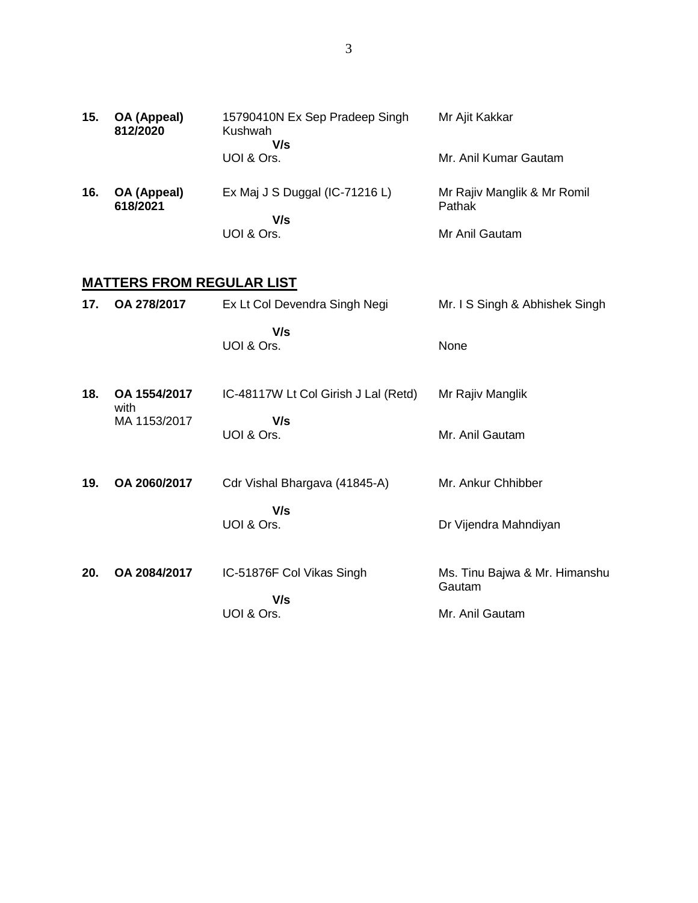| | | | |
|---|---|---|---|
| **15.** | **OA (Appeal) 812/2020** | 15790410N Ex Sep Pradeep Singh Kushwah<br>**V/s**<br>UOI & Ors. | Mr Ajit Kakkar<br><br>Mr. Anil Kumar Gautam |
| **16.** | **OA (Appeal) 618/2021** | Ex Maj J S Duggal (IC-71216 L)<br>**V/s**<br>UOI & Ors. | Mr Rajiv Manglik & Mr Romil Pathak<br><br>Mr Anil Gautam |

## MATTERS FROM REGULAR LIST

| | | | |
|---|---|---|---|
| **17.** | **OA 278/2017** | Ex Lt Col Devendra Singh Negi<br>**V/s**<br>UOI & Ors. | Mr. I S Singh & Abhishek Singh<br><br>None |
| **18.** | **OA 1554/2017** with MA 1153/2017 | IC-48117W Lt Col Girish J Lal (Retd)<br>**V/s**<br>UOI & Ors. | Mr Rajiv Manglik<br><br>Mr. Anil Gautam |
| **19.** | **OA 2060/2017** | Cdr Vishal Bhargava (41845-A)<br>**V/s**<br>UOI & Ors. | Mr. Ankur Chhibber<br><br>Dr Vijendra Mahndiyan |
| **20.** | **OA 2084/2017** | IC-51876F Col Vikas Singh<br>**V/s**<br>UOI & Ors. | Ms. Tinu Bajwa & Mr. Himanshu Gautam<br><br>Mr. Anil Gautam |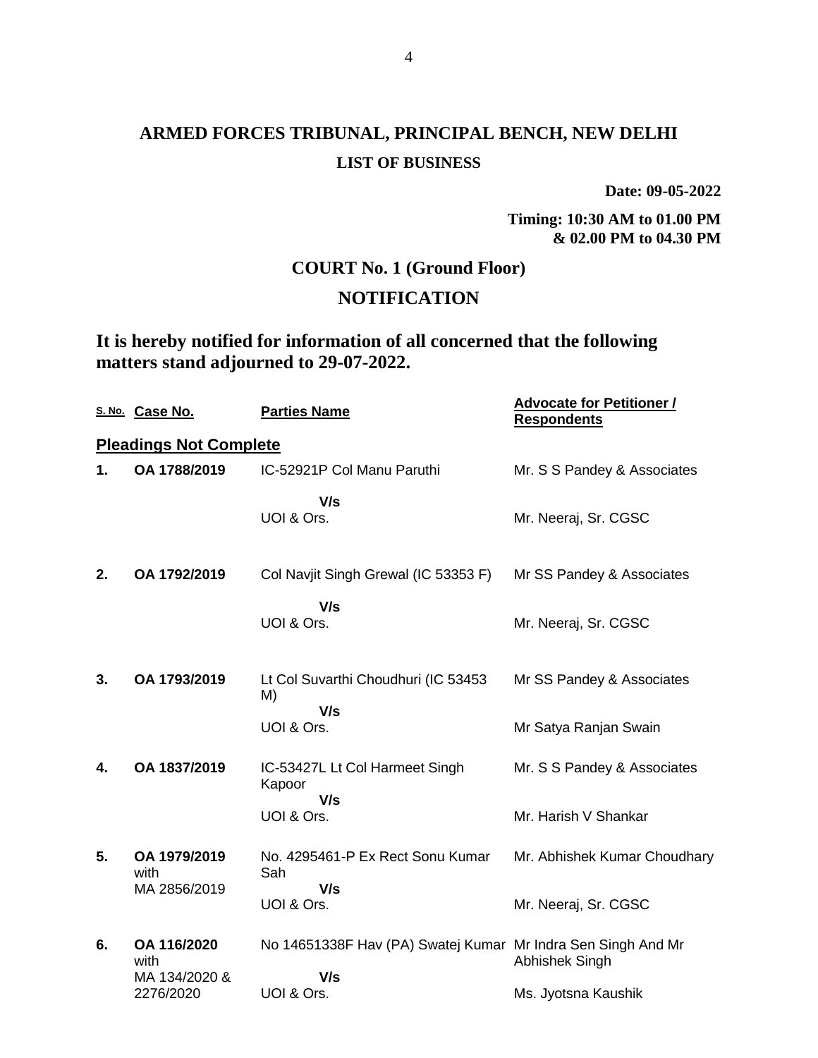# ARMED FORCES TRIBUNAL, PRINCIPAL BENCH, NEW DELHI

**LIST OF BUSINESS**

**Date: 09-05-2022**

**Timing: 10:30 AM to 01.00 PM & 02.00 PM to 04.30 PM**

## COURT No. 1 (Ground Floor)

## NOTIFICATION

### It is hereby notified for information of all concerned that the following matters stand adjourned to 29-07-2022.

| S. No. | Case No. | Parties Name | Advocate for Petitioner / Respondents |
|---|---|---|---|
| **Pleadings Not Complete** | | | |
| **1.** | **OA 1788/2019** | IC-52921P Col Manu Paruthi<br>**V/s**<br>UOI & Ors. | Mr. S S Pandey & Associates<br><br>Mr. Neeraj, Sr. CGSC |
| **2.** | **OA 1792/2019** | Col Navjit Singh Grewal (IC 53353 F)<br>**V/s**<br>UOI & Ors. | Mr SS Pandey & Associates<br><br>Mr. Neeraj, Sr. CGSC |
| **3.** | **OA 1793/2019** | Lt Col Suvarthi Choudhuri (IC 53453 M)<br>**V/s**<br>UOI & Ors. | Mr SS Pandey & Associates<br><br>Mr Satya Ranjan Swain |
| **4.** | **OA 1837/2019** | IC-53427L Lt Col Harmeet Singh Kapoor<br>**V/s**<br>UOI & Ors. | Mr. S S Pandey & Associates<br><br>Mr. Harish V Shankar |
| **5.** | **OA 1979/2019** with MA 2856/2019 | No. 4295461-P Ex Rect Sonu Kumar Sah<br>**V/s**<br>UOI & Ors. | Mr. Abhishek Kumar Choudhary<br><br>Mr. Neeraj, Sr. CGSC |
| **6.** | **OA 116/2020** with MA 134/2020 & 2276/2020 | No 14651338F Hav (PA) Swatej Kumar<br>**V/s**<br>UOI & Ors. | Mr Indra Sen Singh And Mr Abhishek Singh<br><br>Ms. Jyotsna Kaushik |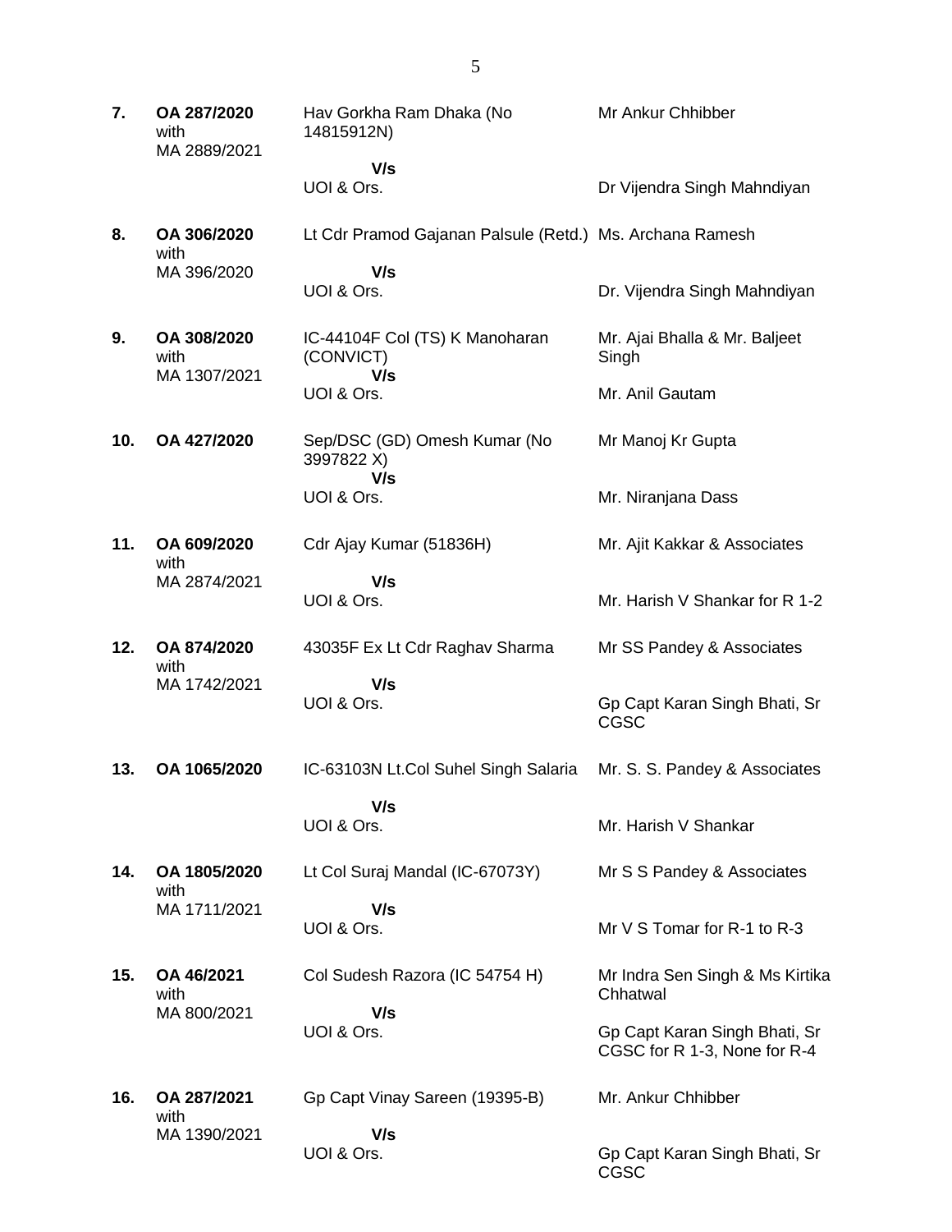| | | | |
|---|---|---|---|
| **7.** | **OA 287/2020** with MA 2889/2021 | Hav Gorkha Ram Dhaka (No 14815912N) **V/s** UOI & Ors. | Mr Ankur Chhibber<br><br>Dr Vijendra Singh Mahndiyan |
| **8.** | **OA 306/2020** with MA 396/2020 | Lt Cdr Pramod Gajanan Palsule (Retd.) **V/s** UOI & Ors. | Ms. Archana Ramesh<br><br>Dr. Vijendra Singh Mahndiyan |
| **9.** | **OA 308/2020** with MA 1307/2021 | IC-44104F Col (TS) K Manoharan (CONVICT) **V/s** UOI & Ors. | Mr. Ajai Bhalla & Mr. Baljeet Singh<br><br>Mr. Anil Gautam |
| **10.** | **OA 427/2020** | Sep/DSC (GD) Omesh Kumar (No 3997822 X) **V/s** UOI & Ors. | Mr Manoj Kr Gupta<br><br>Mr. Niranjana Dass |
| **11.** | **OA 609/2020** with MA 2874/2021 | Cdr Ajay Kumar (51836H) **V/s** UOI & Ors. | Mr. Ajit Kakkar & Associates<br><br>Mr. Harish V Shankar for R 1-2 |
| **12.** | **OA 874/2020** with MA 1742/2021 | 43035F Ex Lt Cdr Raghav Sharma **V/s** UOI & Ors. | Mr SS Pandey & Associates<br><br>Gp Capt Karan Singh Bhati, Sr CGSC |
| **13.** | **OA 1065/2020** | IC-63103N Lt.Col Suhel Singh Salaria **V/s** UOI & Ors. | Mr. S. S. Pandey & Associates<br><br>Mr. Harish V Shankar |
| **14.** | **OA 1805/2020** with MA 1711/2021 | Lt Col Suraj Mandal (IC-67073Y) **V/s** UOI & Ors. | Mr S S Pandey & Associates<br><br>Mr V S Tomar for R-1 to R-3 |
| **15.** | **OA 46/2021** with MA 800/2021 | Col Sudesh Razora (IC 54754 H) **V/s** UOI & Ors. | Mr Indra Sen Singh & Ms Kirtika Chhatwal<br><br>Gp Capt Karan Singh Bhati, Sr CGSC for R 1-3, None for R-4 |
| **16.** | **OA 287/2021** with MA 1390/2021 | Gp Capt Vinay Sareen (19395-B) **V/s** UOI & Ors. | Mr. Ankur Chhibber<br><br>Gp Capt Karan Singh Bhati, Sr CGSC |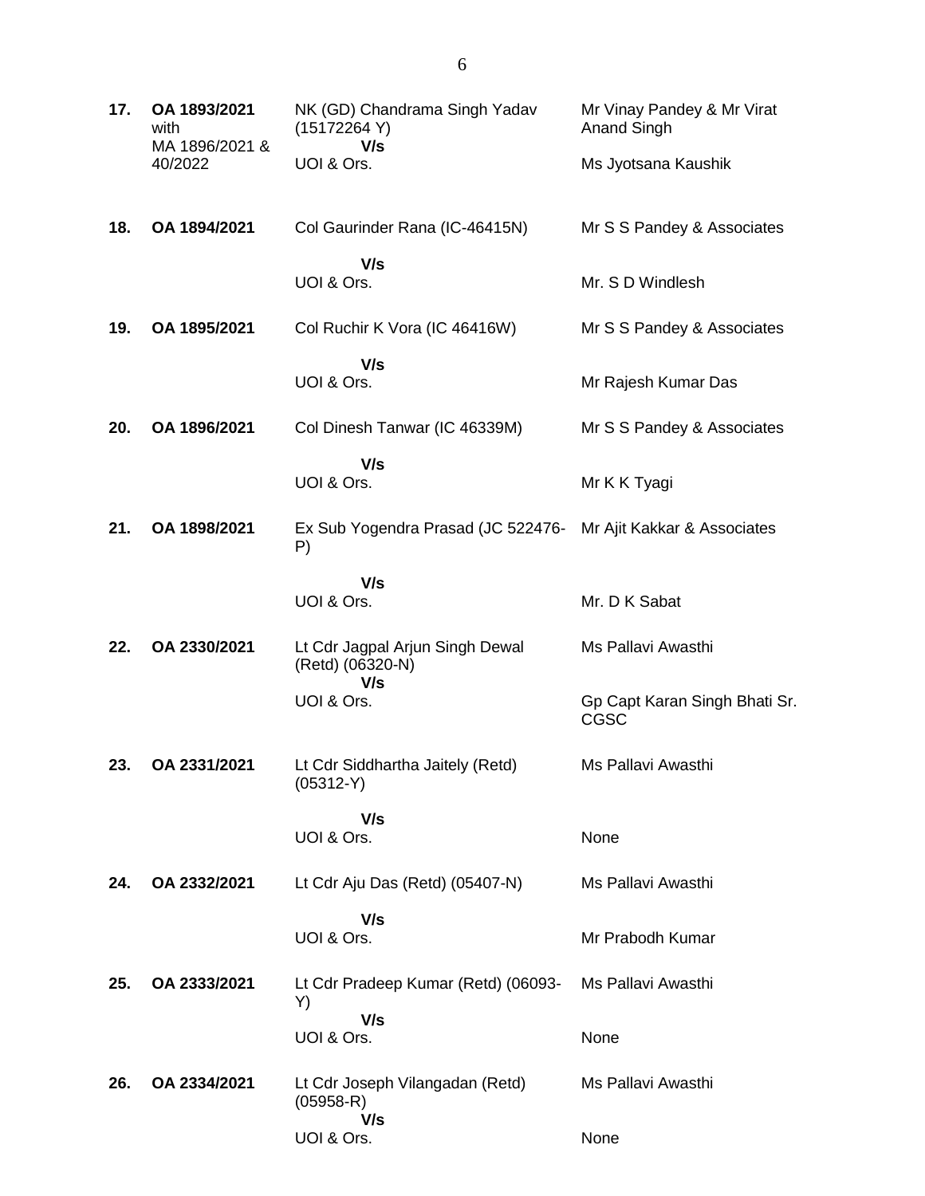| | | | |
|---|---|---|---|
| **17.** | **OA 1893/2021** with MA 1896/2021 & 40/2022 | NK (GD) Chandrama Singh Yadav (15172264 Y)<br>**V/s**<br>UOI & Ors. | Mr Vinay Pandey & Mr Virat Anand Singh<br><br>Ms Jyotsana Kaushik |
| **18.** | **OA 1894/2021** | Col Gaurinder Rana (IC-46415N)<br>**V/s**<br>UOI & Ors. | Mr S S Pandey & Associates<br><br>Mr. S D Windlesh |
| **19.** | **OA 1895/2021** | Col Ruchir K Vora (IC 46416W)<br>**V/s**<br>UOI & Ors. | Mr S S Pandey & Associates<br><br>Mr Rajesh Kumar Das |
| **20.** | **OA 1896/2021** | Col Dinesh Tanwar (IC 46339M)<br>**V/s**<br>UOI & Ors. | Mr S S Pandey & Associates<br><br>Mr K K Tyagi |
| **21.** | **OA 1898/2021** | Ex Sub Yogendra Prasad (JC 522476-P)<br>**V/s**<br>UOI & Ors. | Mr Ajit Kakkar & Associates<br><br>Mr. D K Sabat |
| **22.** | **OA 2330/2021** | Lt Cdr Jagpal Arjun Singh Dewal (Retd) (06320-N)<br>**V/s**<br>UOI & Ors. | Ms Pallavi Awasthi<br><br>Gp Capt Karan Singh Bhati Sr. CGSC |
| **23.** | **OA 2331/2021** | Lt Cdr Siddhartha Jaitely (Retd) (05312-Y)<br>**V/s**<br>UOI & Ors. | Ms Pallavi Awasthi<br><br>None |
| **24.** | **OA 2332/2021** | Lt Cdr Aju Das (Retd) (05407-N)<br>**V/s**<br>UOI & Ors. | Ms Pallavi Awasthi<br><br>Mr Prabodh Kumar |
| **25.** | **OA 2333/2021** | Lt Cdr Pradeep Kumar (Retd) (06093-Y)<br>**V/s**<br>UOI & Ors. | Ms Pallavi Awasthi<br><br>None |
| **26.** | **OA 2334/2021** | Lt Cdr Joseph Vilangadan (Retd) (05958-R)<br>**V/s**<br>UOI & Ors. | Ms Pallavi Awasthi<br><br>None |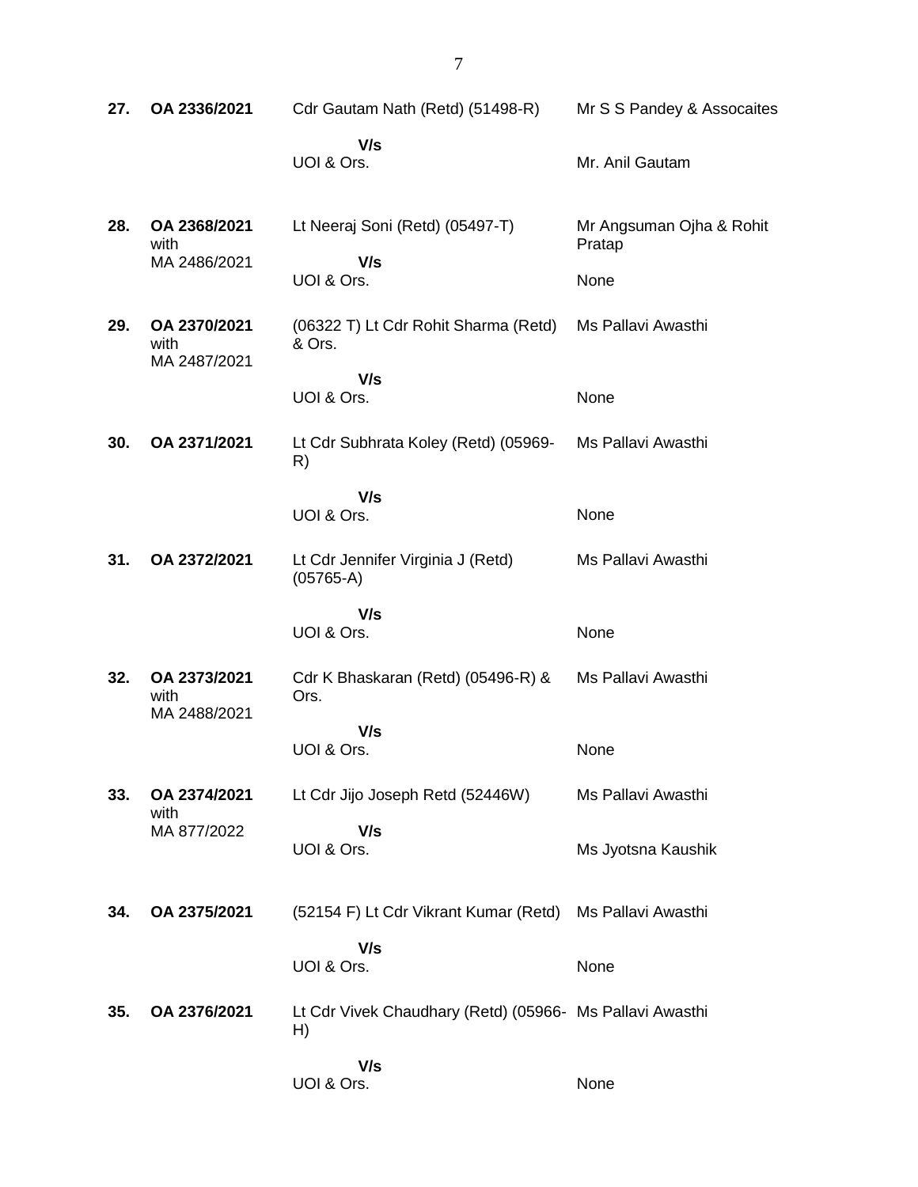| | | | |
|---|---|---|---|
| **27.** | **OA 2336/2021** | Cdr Gautam Nath (Retd) (51498-R)<br>**V/s**<br>UOI & Ors. | Mr S S Pandey & Assocaites<br><br>Mr. Anil Gautam |
| **28.** | **OA 2368/2021** with MA 2486/2021 | Lt Neeraj Soni (Retd) (05497-T)<br>**V/s**<br>UOI & Ors. | Mr Angsuman Ojha & Rohit Pratap<br><br>None |
| **29.** | **OA 2370/2021** with MA 2487/2021 | (06322 T) Lt Cdr Rohit Sharma (Retd) & Ors.<br>**V/s**<br>UOI & Ors. | Ms Pallavi Awasthi<br><br>None |
| **30.** | **OA 2371/2021** | Lt Cdr Subhrata Koley (Retd) (05969-R)<br>**V/s**<br>UOI & Ors. | Ms Pallavi Awasthi<br><br>None |
| **31.** | **OA 2372/2021** | Lt Cdr Jennifer Virginia J (Retd) (05765-A)<br>**V/s**<br>UOI & Ors. | Ms Pallavi Awasthi<br><br>None |
| **32.** | **OA 2373/2021** with MA 2488/2021 | Cdr K Bhaskaran (Retd) (05496-R) & Ors.<br>**V/s**<br>UOI & Ors. | Ms Pallavi Awasthi<br><br>None |
| **33.** | **OA 2374/2021** with MA 877/2022 | Lt Cdr Jijo Joseph Retd (52446W)<br>**V/s**<br>UOI & Ors. | Ms Pallavi Awasthi<br><br>Ms Jyotsna Kaushik |
| **34.** | **OA 2375/2021** | (52154 F) Lt Cdr Vikrant Kumar (Retd)<br>**V/s**<br>UOI & Ors. | Ms Pallavi Awasthi<br><br>None |
| **35.** | **OA 2376/2021** | Lt Cdr Vivek Chaudhary (Retd) (05966-H)<br>**V/s**<br>UOI & Ors. | Ms Pallavi Awasthi<br><br>None |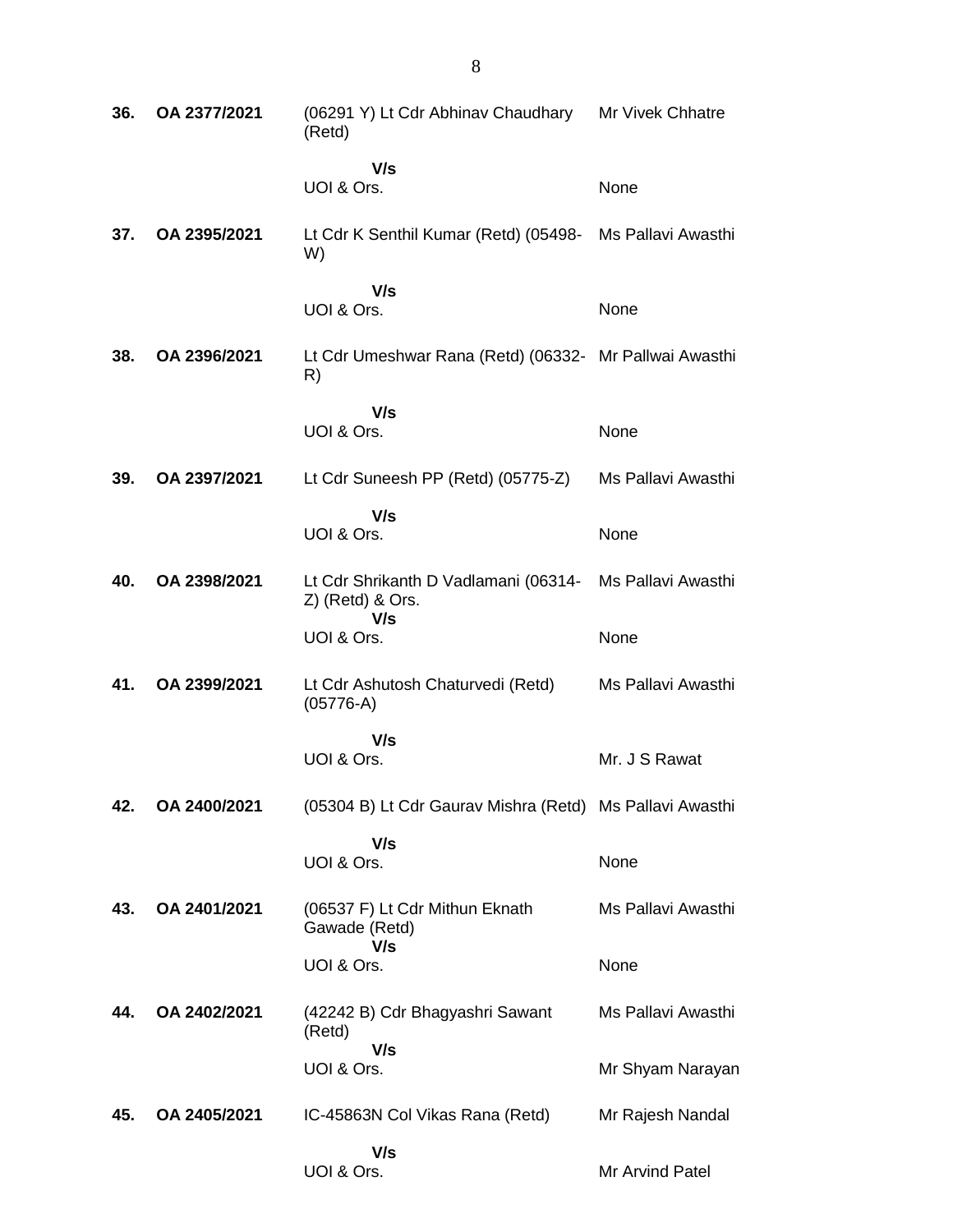| | | | |
|---|---|---|---|
| **36.** | **OA 2377/2021** | (06291 Y) Lt Cdr Abhinav Chaudhary (Retd)<br>**V/s**<br>UOI & Ors. | Mr Vivek Chhatre<br><br>None |
| **37.** | **OA 2395/2021** | Lt Cdr K Senthil Kumar (Retd) (05498-W)<br>**V/s**<br>UOI & Ors. | Ms Pallavi Awasthi<br><br>None |
| **38.** | **OA 2396/2021** | Lt Cdr Umeshwar Rana (Retd) (06332-R)<br>**V/s**<br>UOI & Ors. | Mr Pallwai Awasthi<br><br>None |
| **39.** | **OA 2397/2021** | Lt Cdr Suneesh PP (Retd) (05775-Z)<br>**V/s**<br>UOI & Ors. | Ms Pallavi Awasthi<br><br>None |
| **40.** | **OA 2398/2021** | Lt Cdr Shrikanth D Vadlamani (06314-Z) (Retd) & Ors.<br>**V/s**<br>UOI & Ors. | Ms Pallavi Awasthi<br><br>None |
| **41.** | **OA 2399/2021** | Lt Cdr Ashutosh Chaturvedi (Retd) (05776-A)<br>**V/s**<br>UOI & Ors. | Ms Pallavi Awasthi<br><br>Mr. J S Rawat |
| **42.** | **OA 2400/2021** | (05304 B) Lt Cdr Gaurav Mishra (Retd)<br>**V/s**<br>UOI & Ors. | Ms Pallavi Awasthi<br><br>None |
| **43.** | **OA 2401/2021** | (06537 F) Lt Cdr Mithun Eknath Gawade (Retd)<br>**V/s**<br>UOI & Ors. | Ms Pallavi Awasthi<br><br>None |
| **44.** | **OA 2402/2021** | (42242 B) Cdr Bhagyashri Sawant (Retd)<br>**V/s**<br>UOI & Ors. | Ms Pallavi Awasthi<br><br>Mr Shyam Narayan |
| **45.** | **OA 2405/2021** | IC-45863N Col Vikas Rana (Retd)<br>**V/s**<br>UOI & Ors. | Mr Rajesh Nandal<br><br>Mr Arvind Patel |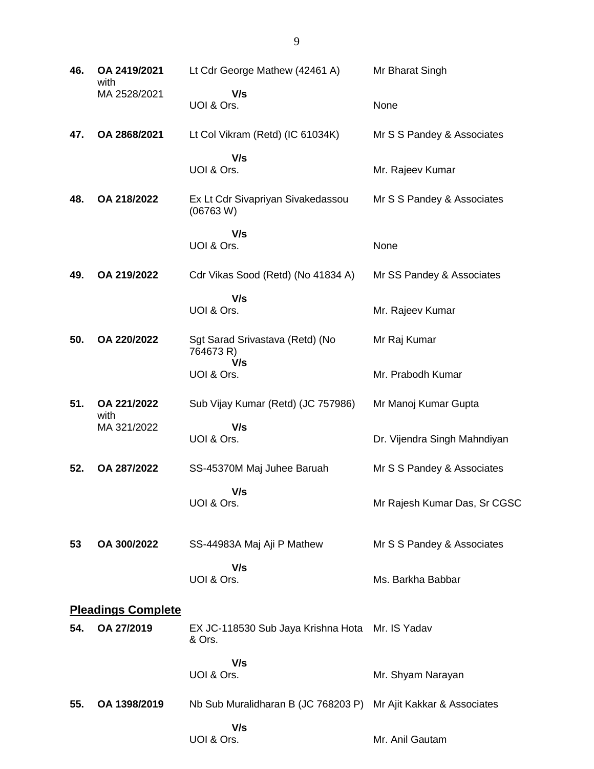| | | | |
|---|---|---|---|
| **46.** | **OA 2419/2021** with MA 2528/2021 | Lt Cdr George Mathew (42461 A) **V/s** UOI & Ors. | Mr Bharat Singh<br><br>None |
| **47.** | **OA 2868/2021** | Lt Col Vikram (Retd) (IC 61034K) **V/s** UOI & Ors. | Mr S S Pandey & Associates<br><br>Mr. Rajeev Kumar |
| **48.** | **OA 218/2022** | Ex Lt Cdr Sivapriyan Sivakedassou (06763 W) **V/s** UOI & Ors. | Mr S S Pandey & Associates<br><br>None |
| **49.** | **OA 219/2022** | Cdr Vikas Sood (Retd) (No 41834 A) **V/s** UOI & Ors. | Mr SS Pandey & Associates<br><br>Mr. Rajeev Kumar |
| **50.** | **OA 220/2022** | Sgt Sarad Srivastava (Retd) (No 764673 R) **V/s** UOI & Ors. | Mr Raj Kumar<br><br>Mr. Prabodh Kumar |
| **51.** | **OA 221/2022** with MA 321/2022 | Sub Vijay Kumar (Retd) (JC 757986) **V/s** UOI & Ors. | Mr Manoj Kumar Gupta<br><br>Dr. Vijendra Singh Mahndiyan |
| **52.** | **OA 287/2022** | SS-45370M Maj Juhee Baruah **V/s** UOI & Ors. | Mr S S Pandey & Associates<br><br>Mr Rajesh Kumar Das, Sr CGSC |
| **53** | **OA 300/2022** | SS-44983A Maj Aji P Mathew **V/s** UOI & Ors. | Mr S S Pandey & Associates<br><br>Ms. Barkha Babbar |

**<u>Pleadings Complete</u>**

| | | | |
|---|---|---|---|
| **54.** | **OA 27/2019** | EX JC-118530 Sub Jaya Krishna Hota & Ors. **V/s** UOI & Ors. | Mr. IS Yadav<br><br>Mr. Shyam Narayan |
| **55.** | **OA 1398/2019** | Nb Sub Muralidharan B (JC 768203 P) **V/s** UOI & Ors. | Mr Ajit Kakkar & Associates<br><br>Mr. Anil Gautam |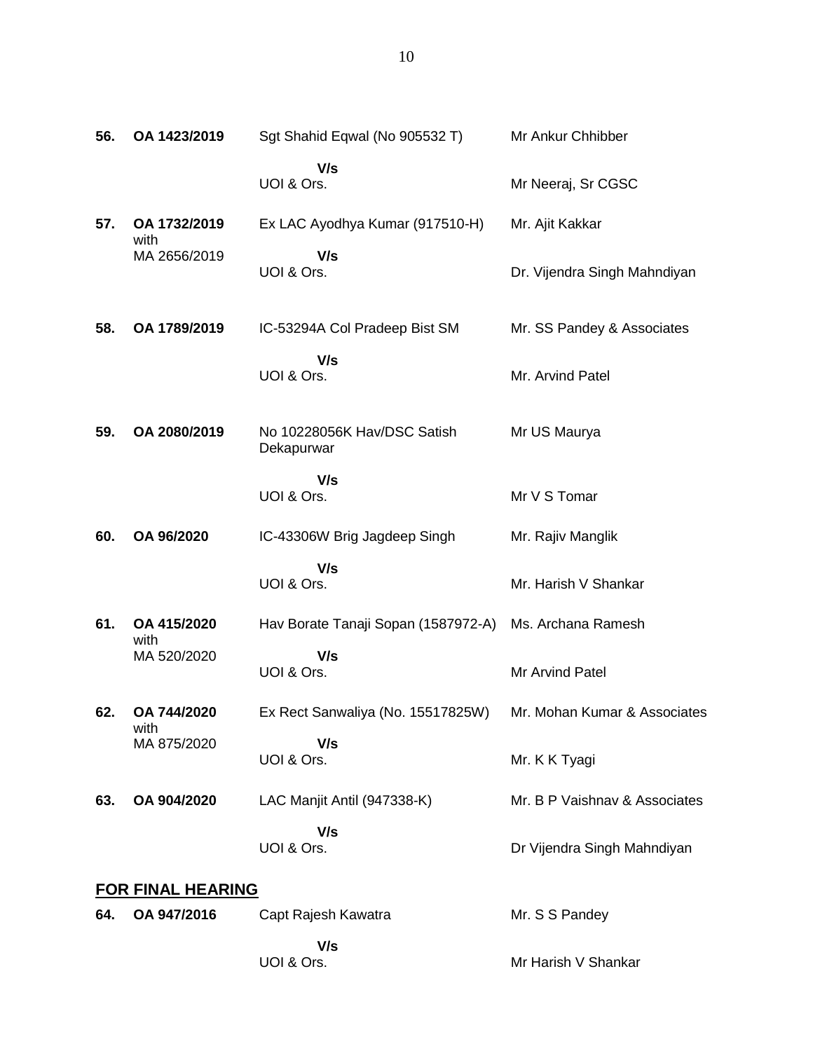| | | | |
|---|---|---|---|
| **56.** | **OA 1423/2019** | Sgt Shahid Eqwal (No 905532 T) | Mr Ankur Chhibber |
| | | **V/s** | |
| | | UOI & Ors. | Mr Neeraj, Sr CGSC |
| **57.** | **OA 1732/2019** with MA 2656/2019 | Ex LAC Ayodhya Kumar (917510-H) | Mr. Ajit Kakkar |
| | | **V/s** | |
| | | UOI & Ors. | Dr. Vijendra Singh Mahndiyan |
| **58.** | **OA 1789/2019** | IC-53294A Col Pradeep Bist SM | Mr. SS Pandey & Associates |
| | | **V/s** | |
| | | UOI & Ors. | Mr. Arvind Patel |
| **59.** | **OA 2080/2019** | No 10228056K Hav/DSC Satish Dekapurwar | Mr US Maurya |
| | | **V/s** | |
| | | UOI & Ors. | Mr V S Tomar |
| **60.** | **OA 96/2020** | IC-43306W Brig Jagdeep Singh | Mr. Rajiv Manglik |
| | | **V/s** | |
| | | UOI & Ors. | Mr. Harish V Shankar |
| **61.** | **OA 415/2020** with MA 520/2020 | Hav Borate Tanaji Sopan (1587972-A) | Ms. Archana Ramesh |
| | | **V/s** | |
| | | UOI & Ors. | Mr Arvind Patel |
| **62.** | **OA 744/2020** with MA 875/2020 | Ex Rect Sanwaliya (No. 15517825W) | Mr. Mohan Kumar & Associates |
| | | **V/s** | |
| | | UOI & Ors. | Mr. K K Tyagi |
| **63.** | **OA 904/2020** | LAC Manjit Antil (947338-K) | Mr. B P Vaishnav & Associates |
| | | **V/s** | |
| | | UOI & Ors. | Dr Vijendra Singh Mahndiyan |

## **FOR FINAL HEARING**

| | | | |
|---|---|---|---|
| **64.** | **OA 947/2016** | Capt Rajesh Kawatra | Mr. S S Pandey |
| | | **V/s** | |
| | | UOI & Ors. | Mr Harish V Shankar |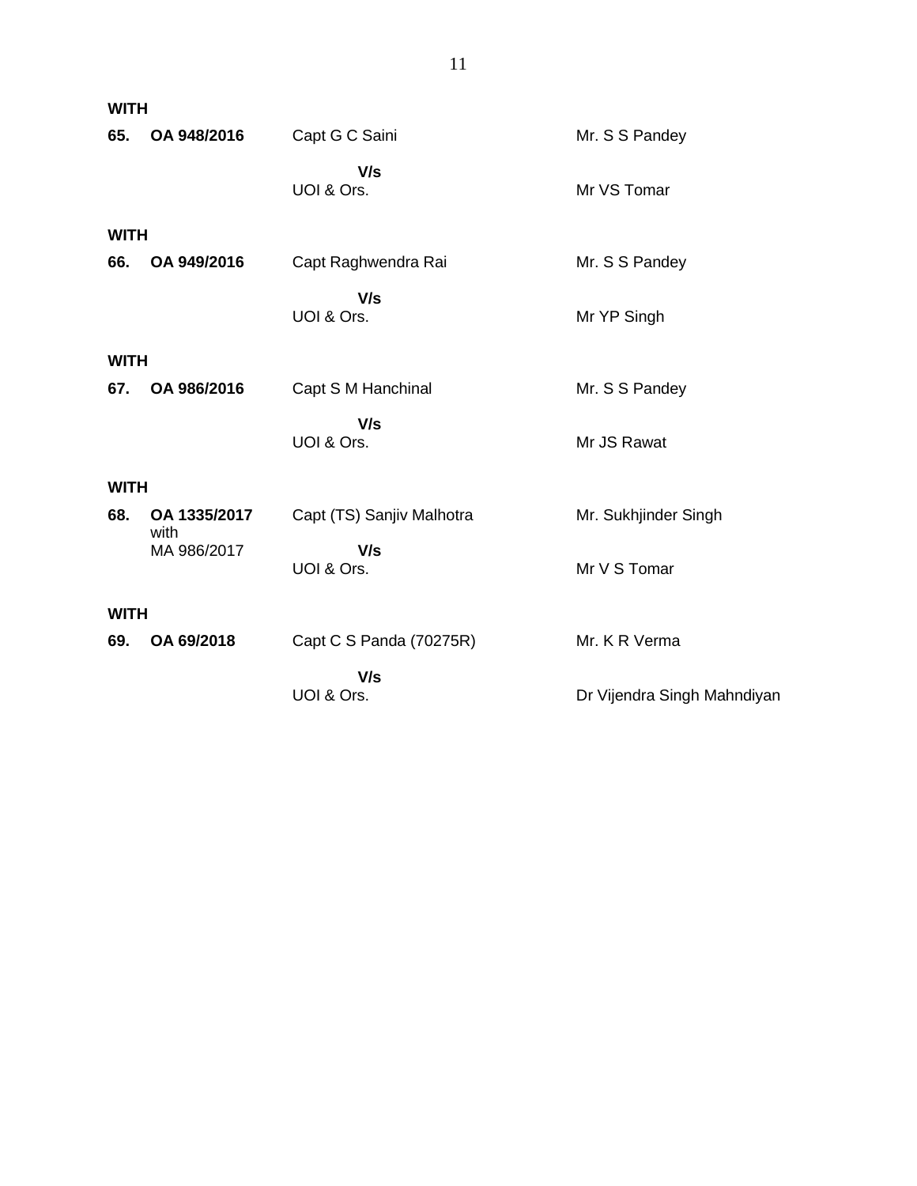**WITH**

| | | | |
|---|---|---|---|
| **65.** | **OA 948/2016** | Capt G C Saini | Mr. S S Pandey |
| | | **V/s** | |
| | | UOI & Ors. | Mr VS Tomar |

**WITH**

| | | | |
|---|---|---|---|
| **66.** | **OA 949/2016** | Capt Raghwendra Rai | Mr. S S Pandey |
| | | **V/s** | |
| | | UOI & Ors. | Mr YP Singh |

**WITH**

| | | | |
|---|---|---|---|
| **67.** | **OA 986/2016** | Capt S M Hanchinal | Mr. S S Pandey |
| | | **V/s** | |
| | | UOI & Ors. | Mr JS Rawat |

**WITH**

| | | | |
|---|---|---|---|
| **68.** | **OA 1335/2017** with MA 986/2017 | Capt (TS) Sanjiv Malhotra | Mr. Sukhjinder Singh |
| | | **V/s** | |
| | | UOI & Ors. | Mr V S Tomar |

**WITH**

| | | | |
|---|---|---|---|
| **69.** | **OA 69/2018** | Capt C S Panda (70275R) | Mr. K R Verma |
| | | **V/s** | |
| | | UOI & Ors. | Dr Vijendra Singh Mahndiyan |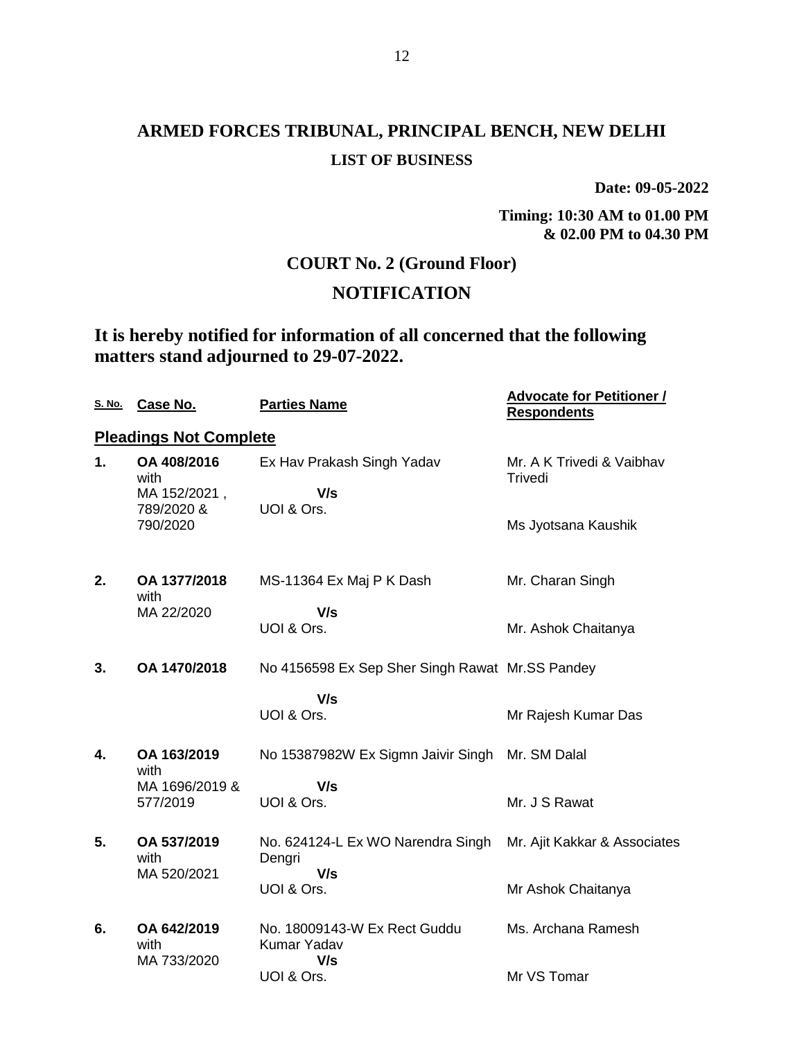# ARMED FORCES TRIBUNAL, PRINCIPAL BENCH, NEW DELHI

**LIST OF BUSINESS**

**Date: 09-05-2022**

**Timing: 10:30 AM to 01.00 PM & 02.00 PM to 04.30 PM**

## COURT No. 2 (Ground Floor)

## NOTIFICATION

### It is hereby notified for information of all concerned that the following matters stand adjourned to 29-07-2022.

| S. No. | Case No. | Parties Name | Advocate for Petitioner / Respondents |
|---|---|---|---|
| **Pleadings Not Complete** | | | |
| **1.** | **OA 408/2016** with MA 152/2021 , 789/2020 & 790/2020 | Ex Hav Prakash Singh Yadav **V/s** UOI & Ors. | Mr. A K Trivedi & Vaibhav Trivedi<br>Ms Jyotsana Kaushik |
| **2.** | **OA 1377/2018** with MA 22/2020 | MS-11364 Ex Maj P K Dash **V/s** UOI & Ors. | Mr. Charan Singh<br>Mr. Ashok Chaitanya |
| **3.** | **OA 1470/2018** | No 4156598 Ex Sep Sher Singh Rawat **V/s** UOI & Ors. | Mr.SS Pandey<br>Mr Rajesh Kumar Das |
| **4.** | **OA 163/2019** with MA 1696/2019 & 577/2019 | No 15387982W Ex Sigmn Jaivir Singh **V/s** UOI & Ors. | Mr. SM Dalal<br>Mr. J S Rawat |
| **5.** | **OA 537/2019** with MA 520/2021 | No. 624124-L Ex WO Narendra Singh Dengri **V/s** UOI & Ors. | Mr. Ajit Kakkar & Associates<br>Mr Ashok Chaitanya |
| **6.** | **OA 642/2019** with MA 733/2020 | No. 18009143-W Ex Rect Guddu Kumar Yadav **V/s** UOI & Ors. | Ms. Archana Ramesh<br>Mr VS Tomar |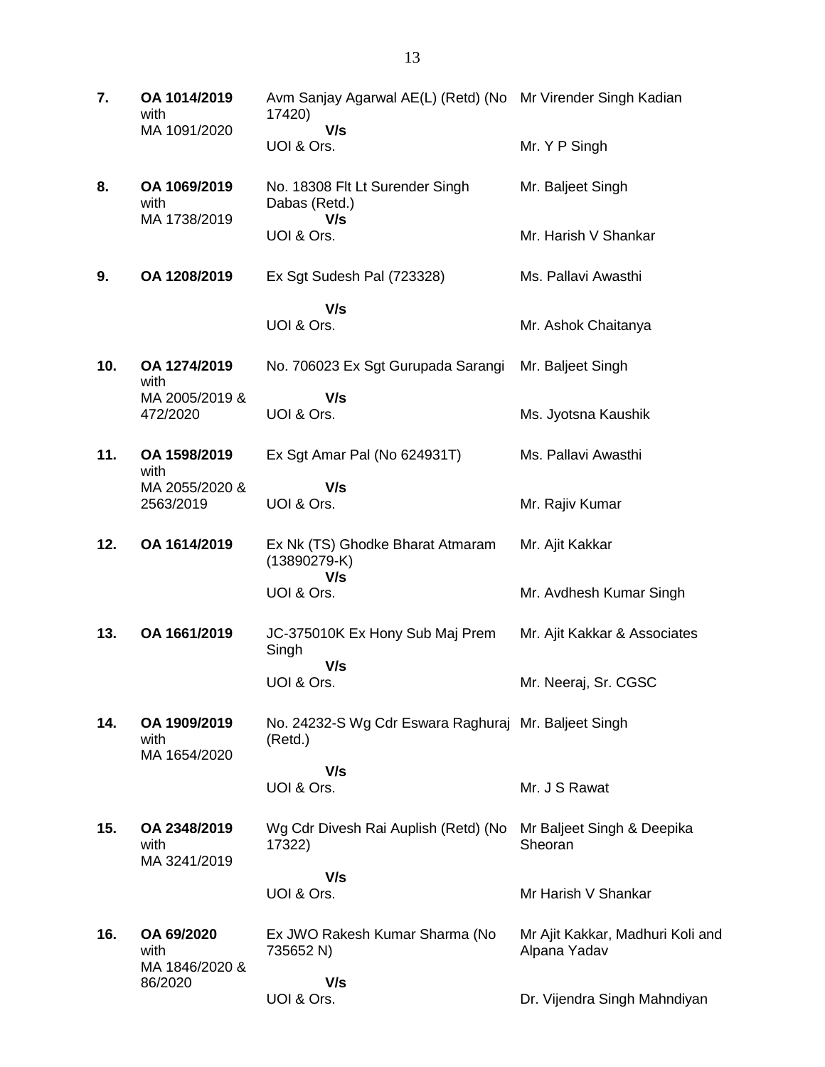| | | | |
|---|---|---|---|
| **7.** | **OA 1014/2019** with MA 1091/2020 | Avm Sanjay Agarwal AE(L) (Retd) (No 17420) **V/s** UOI & Ors. | Mr Virender Singh Kadian<br><br>Mr. Y P Singh |
| **8.** | **OA 1069/2019** with MA 1738/2019 | No. 18308 Flt Lt Surender Singh Dabas (Retd.) **V/s** UOI & Ors. | Mr. Baljeet Singh<br><br>Mr. Harish V Shankar |
| **9.** | **OA 1208/2019** | Ex Sgt Sudesh Pal (723328) **V/s** UOI & Ors. | Ms. Pallavi Awasthi<br><br>Mr. Ashok Chaitanya |
| **10.** | **OA 1274/2019** with MA 2005/2019 & 472/2020 | No. 706023 Ex Sgt Gurupada Sarangi **V/s** UOI & Ors. | Mr. Baljeet Singh<br><br>Ms. Jyotsna Kaushik |
| **11.** | **OA 1598/2019** with MA 2055/2020 & 2563/2019 | Ex Sgt Amar Pal (No 624931T) **V/s** UOI & Ors. | Ms. Pallavi Awasthi<br><br>Mr. Rajiv Kumar |
| **12.** | **OA 1614/2019** | Ex Nk (TS) Ghodke Bharat Atmaram (13890279-K) **V/s** UOI & Ors. | Mr. Ajit Kakkar<br><br>Mr. Avdhesh Kumar Singh |
| **13.** | **OA 1661/2019** | JC-375010K Ex Hony Sub Maj Prem Singh **V/s** UOI & Ors. | Mr. Ajit Kakkar & Associates<br><br>Mr. Neeraj, Sr. CGSC |
| **14.** | **OA 1909/2019** with MA 1654/2020 | No. 24232-S Wg Cdr Eswara Raghuraj (Retd.) **V/s** UOI & Ors. | Mr. Baljeet Singh<br><br>Mr. J S Rawat |
| **15.** | **OA 2348/2019** with MA 3241/2019 | Wg Cdr Divesh Rai Auplish (Retd) (No 17322) **V/s** UOI & Ors. | Mr Baljeet Singh & Deepika Sheoran<br><br>Mr Harish V Shankar |
| **16.** | **OA 69/2020** with MA 1846/2020 & 86/2020 | Ex JWO Rakesh Kumar Sharma (No 735652 N) **V/s** UOI & Ors. | Mr Ajit Kakkar, Madhuri Koli and Alpana Yadav<br><br>Dr. Vijendra Singh Mahndiyan |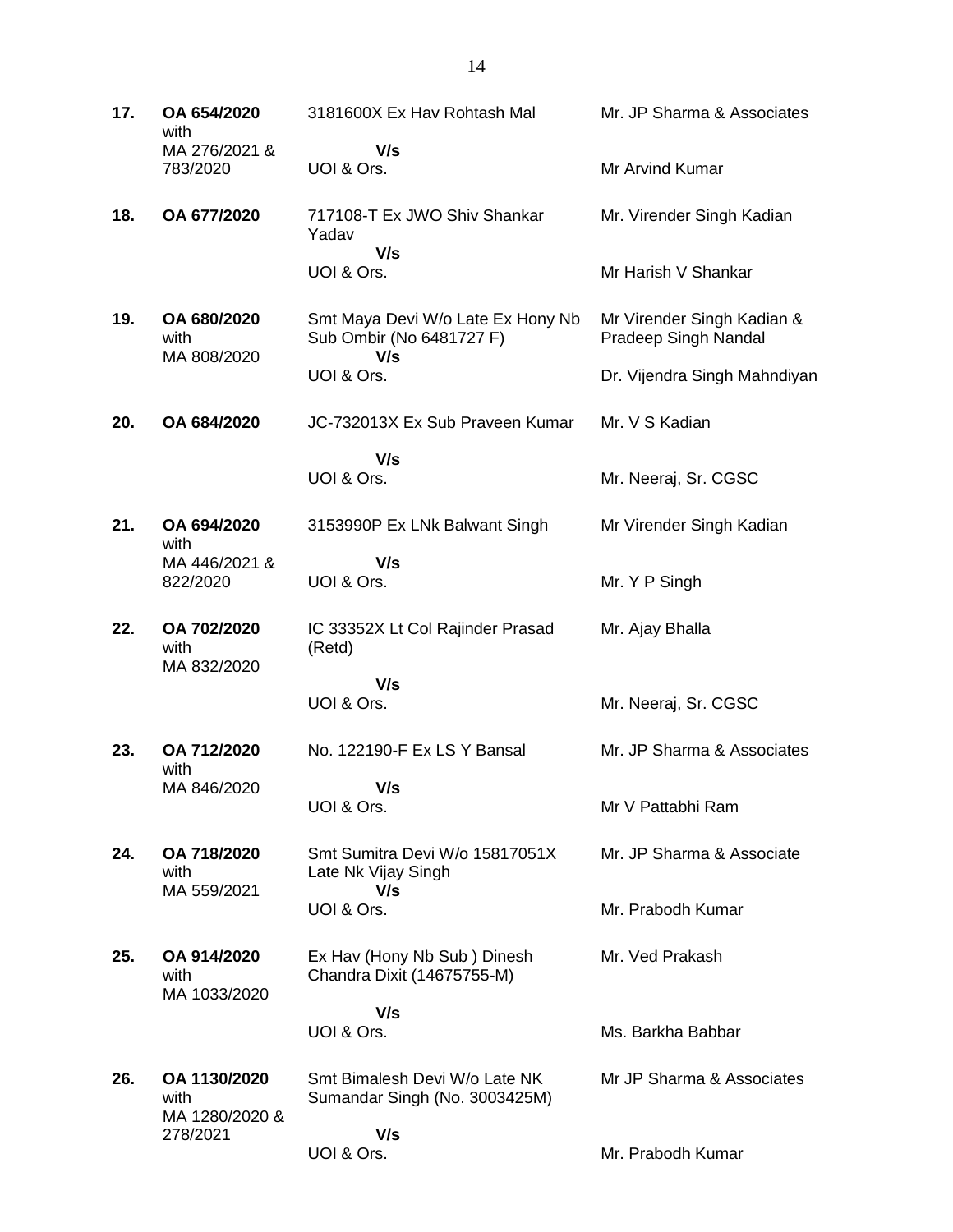| | | | |
|---|---|---|---|
| **17.** | **OA 654/2020** with MA 276/2021 & 783/2020 | 3181600X Ex Hav Rohtash Mal<br>**V/s**<br>UOI & Ors. | Mr. JP Sharma & Associates<br><br>Mr Arvind Kumar |
| **18.** | **OA 677/2020** | 717108-T Ex JWO Shiv Shankar Yadav<br>**V/s**<br>UOI & Ors. | Mr. Virender Singh Kadian<br><br>Mr Harish V Shankar |
| **19.** | **OA 680/2020** with MA 808/2020 | Smt Maya Devi W/o Late Ex Hony Nb Sub Ombir (No 6481727 F)<br>**V/s**<br>UOI & Ors. | Mr Virender Singh Kadian & Pradeep Singh Nandal<br><br>Dr. Vijendra Singh Mahndiyan |
| **20.** | **OA 684/2020** | JC-732013X Ex Sub Praveen Kumar<br>**V/s**<br>UOI & Ors. | Mr. V S Kadian<br><br>Mr. Neeraj, Sr. CGSC |
| **21.** | **OA 694/2020** with MA 446/2021 & 822/2020 | 3153990P Ex LNk Balwant Singh<br>**V/s**<br>UOI & Ors. | Mr Virender Singh Kadian<br><br>Mr. Y P Singh |
| **22.** | **OA 702/2020** with MA 832/2020 | IC 33352X Lt Col Rajinder Prasad (Retd)<br>**V/s**<br>UOI & Ors. | Mr. Ajay Bhalla<br><br>Mr. Neeraj, Sr. CGSC |
| **23.** | **OA 712/2020** with MA 846/2020 | No. 122190-F Ex LS Y Bansal<br>**V/s**<br>UOI & Ors. | Mr. JP Sharma & Associates<br><br>Mr V Pattabhi Ram |
| **24.** | **OA 718/2020** with MA 559/2021 | Smt Sumitra Devi W/o 15817051X Late Nk Vijay Singh<br>**V/s**<br>UOI & Ors. | Mr. JP Sharma & Associate<br><br>Mr. Prabodh Kumar |
| **25.** | **OA 914/2020** with MA 1033/2020 | Ex Hav (Hony Nb Sub ) Dinesh Chandra Dixit (14675755-M)<br>**V/s**<br>UOI & Ors. | Mr. Ved Prakash<br><br>Ms. Barkha Babbar |
| **26.** | **OA 1130/2020** with MA 1280/2020 & 278/2021 | Smt Bimalesh Devi W/o Late NK Sumandar Singh (No. 3003425M)<br>**V/s**<br>UOI & Ors. | Mr JP Sharma & Associates<br><br>Mr. Prabodh Kumar |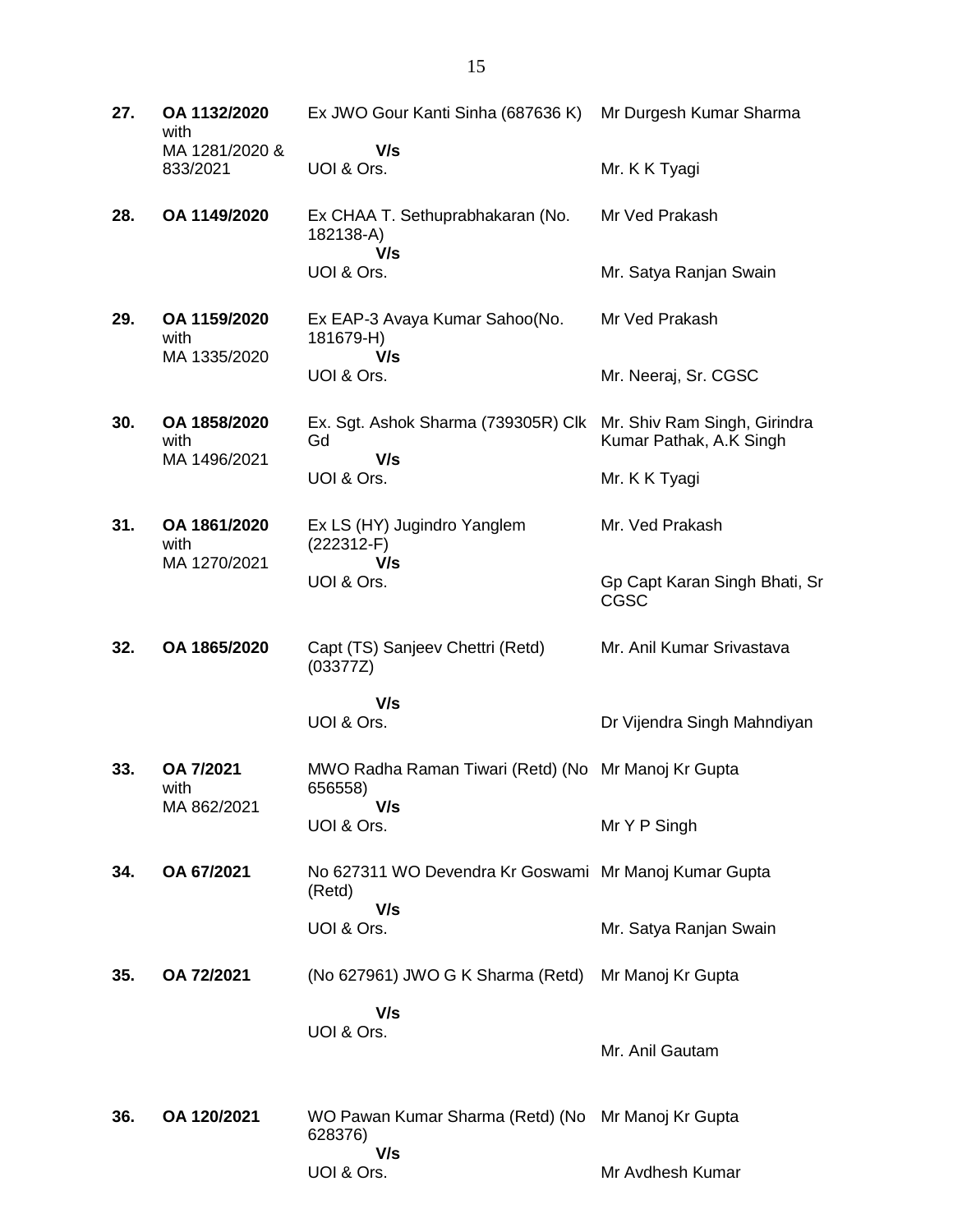| | | | |
|---|---|---|---|
| **27.** | **OA 1132/2020** with MA 1281/2020 & 833/2021 | Ex JWO Gour Kanti Sinha (687636 K) **V/s** UOI & Ors. | Mr Durgesh Kumar Sharma<br><br>Mr. K K Tyagi |
| **28.** | **OA 1149/2020** | Ex CHAA T. Sethuprabhakaran (No. 182138-A) **V/s** UOI & Ors. | Mr Ved Prakash<br><br>Mr. Satya Ranjan Swain |
| **29.** | **OA 1159/2020** with MA 1335/2020 | Ex EAP-3 Avaya Kumar Sahoo(No. 181679-H) **V/s** UOI & Ors. | Mr Ved Prakash<br><br>Mr. Neeraj, Sr. CGSC |
| **30.** | **OA 1858/2020** with MA 1496/2021 | Ex. Sgt. Ashok Sharma (739305R) Clk Gd **V/s** UOI & Ors. | Mr. Shiv Ram Singh, Girindra Kumar Pathak, A.K Singh<br><br>Mr. K K Tyagi |
| **31.** | **OA 1861/2020** with MA 1270/2021 | Ex LS (HY) Jugindro Yanglem (222312-F) **V/s** UOI & Ors. | Mr. Ved Prakash<br><br>Gp Capt Karan Singh Bhati, Sr CGSC |
| **32.** | **OA 1865/2020** | Capt (TS) Sanjeev Chettri (Retd) (03377Z) **V/s** UOI & Ors. | Mr. Anil Kumar Srivastava<br><br>Dr Vijendra Singh Mahndiyan |
| **33.** | **OA 7/2021** with MA 862/2021 | MWO Radha Raman Tiwari (Retd) (No 656558) **V/s** UOI & Ors. | Mr Manoj Kr Gupta<br><br>Mr Y P Singh |
| **34.** | **OA 67/2021** | No 627311 WO Devendra Kr Goswami (Retd) **V/s** UOI & Ors. | Mr Manoj Kumar Gupta<br><br>Mr. Satya Ranjan Swain |
| **35.** | **OA 72/2021** | (No 627961) JWO G K Sharma (Retd) **V/s** UOI & Ors. | Mr Manoj Kr Gupta<br><br>Mr. Anil Gautam |
| **36.** | **OA 120/2021** | WO Pawan Kumar Sharma (Retd) (No 628376) **V/s** UOI & Ors. | Mr Manoj Kr Gupta<br><br>Mr Avdhesh Kumar |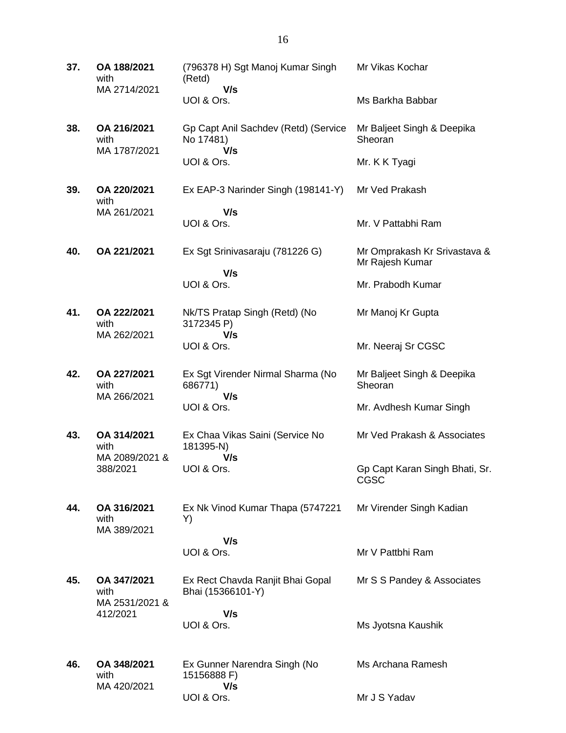| | | | |
|---|---|---|---|
| **37.** | **OA 188/2021** with MA 2714/2021 | (796378 H) Sgt Manoj Kumar Singh (Retd) **V/s** UOI & Ors. | Mr Vikas Kochar<br><br>Ms Barkha Babbar |
| **38.** | **OA 216/2021** with MA 1787/2021 | Gp Capt Anil Sachdev (Retd) (Service No 17481) **V/s** UOI & Ors. | Mr Baljeet Singh & Deepika Sheoran<br><br>Mr. K K Tyagi |
| **39.** | **OA 220/2021** with MA 261/2021 | Ex EAP-3 Narinder Singh (198141-Y) **V/s** UOI & Ors. | Mr Ved Prakash<br><br>Mr. V Pattabhi Ram |
| **40.** | **OA 221/2021** | Ex Sgt Srinivasaraju (781226 G) **V/s** UOI & Ors. | Mr Omprakash Kr Srivastava & Mr Rajesh Kumar<br><br>Mr. Prabodh Kumar |
| **41.** | **OA 222/2021** with MA 262/2021 | Nk/TS Pratap Singh (Retd) (No 3172345 P) **V/s** UOI & Ors. | Mr Manoj Kr Gupta<br><br>Mr. Neeraj Sr CGSC |
| **42.** | **OA 227/2021** with MA 266/2021 | Ex Sgt Virender Nirmal Sharma (No 686771) **V/s** UOI & Ors. | Mr Baljeet Singh & Deepika Sheoran<br><br>Mr. Avdhesh Kumar Singh |
| **43.** | **OA 314/2021** with MA 2089/2021 & 388/2021 | Ex Chaa Vikas Saini (Service No 181395-N) **V/s** UOI & Ors. | Mr Ved Prakash & Associates<br><br>Gp Capt Karan Singh Bhati, Sr. CGSC |
| **44.** | **OA 316/2021** with MA 389/2021 | Ex Nk Vinod Kumar Thapa (5747221 Y) **V/s** UOI & Ors. | Mr Virender Singh Kadian<br><br>Mr V Pattbhi Ram |
| **45.** | **OA 347/2021** with MA 2531/2021 & 412/2021 | Ex Rect Chavda Ranjit Bhai Gopal Bhai (15366101-Y) **V/s** UOI & Ors. | Mr S S Pandey & Associates<br><br>Ms Jyotsna Kaushik |
| **46.** | **OA 348/2021** with MA 420/2021 | Ex Gunner Narendra Singh (No 15156888 F) **V/s** UOI & Ors. | Ms Archana Ramesh<br><br>Mr J S Yadav |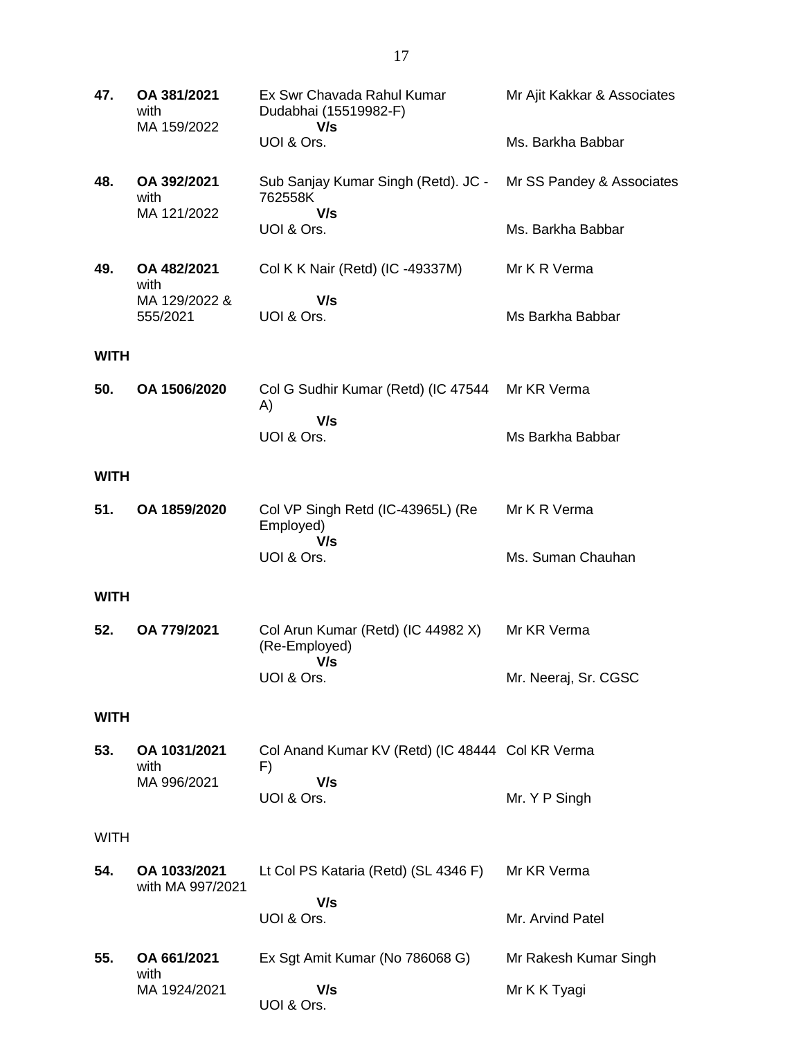| | | | |
|---|---|---|---|
| **47.** | **OA 381/2021** with MA 159/2022 | Ex Swr Chavada Rahul Kumar Dudabhai (15519982-F) **V/s** UOI & Ors. | Mr Ajit Kakkar & Associates<br><br>Ms. Barkha Babbar |
| **48.** | **OA 392/2021** with MA 121/2022 | Sub Sanjay Kumar Singh (Retd). JC - 762558K **V/s** UOI & Ors. | Mr SS Pandey & Associates<br><br>Ms. Barkha Babbar |
| **49.** | **OA 482/2021** with MA 129/2022 & 555/2021 | Col K K Nair (Retd) (IC -49337M) **V/s** UOI & Ors. | Mr K R Verma<br><br>Ms Barkha Babbar |

**WITH**

| | | | |
|---|---|---|---|
| **50.** | **OA 1506/2020** | Col G Sudhir Kumar (Retd) (IC 47544 A) **V/s** UOI & Ors. | Mr KR Verma<br><br>Ms Barkha Babbar |

**WITH**

| | | | |
|---|---|---|---|
| **51.** | **OA 1859/2020** | Col VP Singh Retd (IC-43965L) (Re Employed) **V/s** UOI & Ors. | Mr K R Verma<br><br>Ms. Suman Chauhan |

**WITH**

| | | | |
|---|---|---|---|
| **52.** | **OA 779/2021** | Col Arun Kumar (Retd) (IC 44982 X) (Re-Employed) **V/s** UOI & Ors. | Mr KR Verma<br><br>Mr. Neeraj, Sr. CGSC |

**WITH**

| | | | |
|---|---|---|---|
| **53.** | **OA 1031/2021** with MA 996/2021 | Col Anand Kumar KV (Retd) (IC 48444 F) **V/s** UOI & Ors. | Col KR Verma<br><br>Mr. Y P Singh |

WITH

| | | | |
|---|---|---|---|
| **54.** | **OA 1033/2021** with MA 997/2021 | Lt Col PS Kataria (Retd) (SL 4346 F) **V/s** UOI & Ors. | Mr KR Verma<br><br>Mr. Arvind Patel |
| **55.** | **OA 661/2021** with MA 1924/2021 | Ex Sgt Amit Kumar (No 786068 G) **V/s** UOI & Ors. | Mr Rakesh Kumar Singh<br><br>Mr K K Tyagi |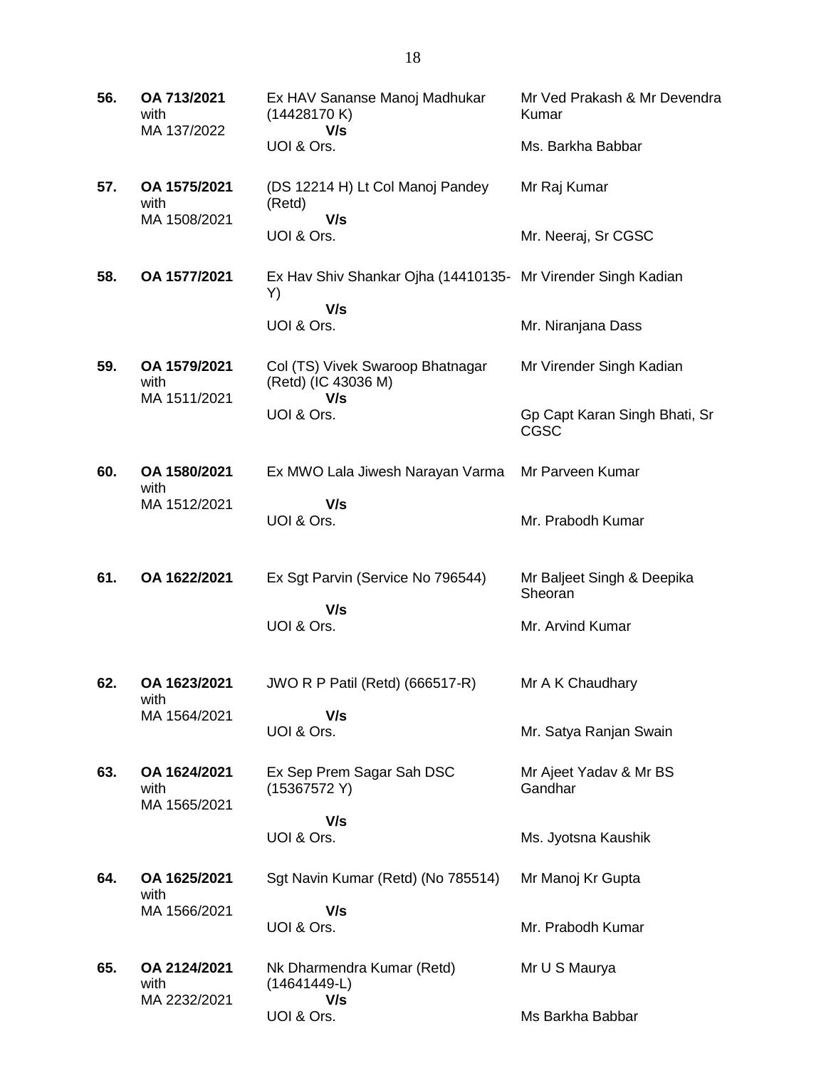| | | | |
|---|---|---|---|
| **56.** | **OA 713/2021** with MA 137/2022 | Ex HAV Sananse Manoj Madhukar (14428170 K) **V/s** UOI & Ors. | Mr Ved Prakash & Mr Devendra Kumar<br><br>Ms. Barkha Babbar |
| **57.** | **OA 1575/2021** with MA 1508/2021 | (DS 12214 H) Lt Col Manoj Pandey (Retd) **V/s** UOI & Ors. | Mr Raj Kumar<br><br>Mr. Neeraj, Sr CGSC |
| **58.** | **OA 1577/2021** | Ex Hav Shiv Shankar Ojha (14410135-Y) **V/s** UOI & Ors. | Mr Virender Singh Kadian<br><br>Mr. Niranjana Dass |
| **59.** | **OA 1579/2021** with MA 1511/2021 | Col (TS) Vivek Swaroop Bhatnagar (Retd) (IC 43036 M) **V/s** UOI & Ors. | Mr Virender Singh Kadian<br><br>Gp Capt Karan Singh Bhati, Sr CGSC |
| **60.** | **OA 1580/2021** with MA 1512/2021 | Ex MWO Lala Jiwesh Narayan Varma **V/s** UOI & Ors. | Mr Parveen Kumar<br><br>Mr. Prabodh Kumar |
| **61.** | **OA 1622/2021** | Ex Sgt Parvin (Service No 796544) **V/s** UOI & Ors. | Mr Baljeet Singh & Deepika Sheoran<br><br>Mr. Arvind Kumar |
| **62.** | **OA 1623/2021** with MA 1564/2021 | JWO R P Patil (Retd) (666517-R) **V/s** UOI & Ors. | Mr A K Chaudhary<br><br>Mr. Satya Ranjan Swain |
| **63.** | **OA 1624/2021** with MA 1565/2021 | Ex Sep Prem Sagar Sah DSC (15367572 Y) **V/s** UOI & Ors. | Mr Ajeet Yadav & Mr BS Gandhar<br><br>Ms. Jyotsna Kaushik |
| **64.** | **OA 1625/2021** with MA 1566/2021 | Sgt Navin Kumar (Retd) (No 785514) **V/s** UOI & Ors. | Mr Manoj Kr Gupta<br><br>Mr. Prabodh Kumar |
| **65.** | **OA 2124/2021** with MA 2232/2021 | Nk Dharmendra Kumar (Retd) (14641449-L) **V/s** UOI & Ors. | Mr U S Maurya<br><br>Ms Barkha Babbar |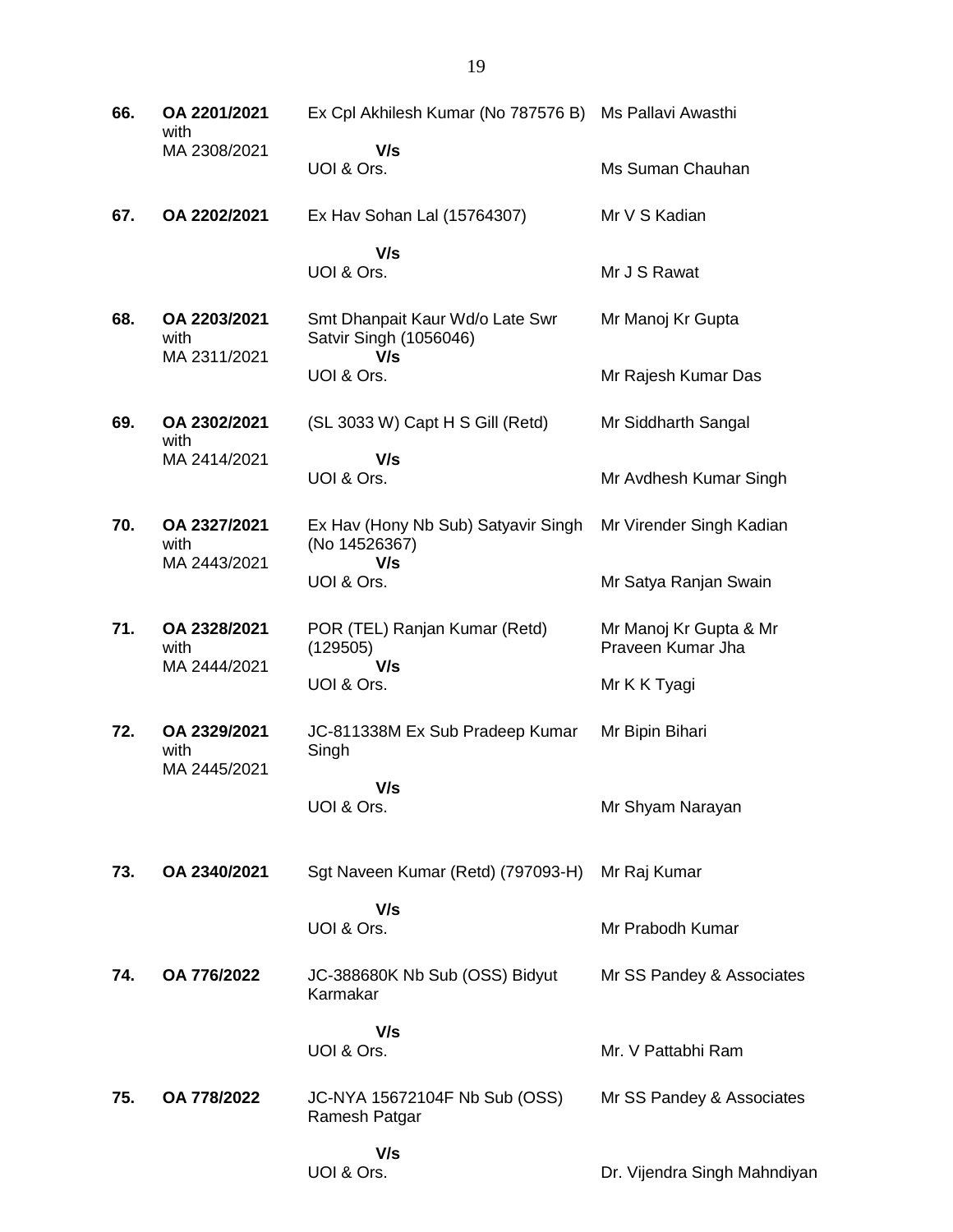| | | | |
|---|---|---|---|
| **66.** | **OA 2201/2021** with MA 2308/2021 | Ex Cpl Akhilesh Kumar (No 787576 B) **V/s** UOI & Ors. | Ms Pallavi Awasthi<br><br>Ms Suman Chauhan |
| **67.** | **OA 2202/2021** | Ex Hav Sohan Lal (15764307) **V/s** UOI & Ors. | Mr V S Kadian<br><br>Mr J S Rawat |
| **68.** | **OA 2203/2021** with MA 2311/2021 | Smt Dhanpait Kaur Wd/o Late Swr Satvir Singh (1056046) **V/s** UOI & Ors. | Mr Manoj Kr Gupta<br><br>Mr Rajesh Kumar Das |
| **69.** | **OA 2302/2021** with MA 2414/2021 | (SL 3033 W) Capt H S Gill (Retd) **V/s** UOI & Ors. | Mr Siddharth Sangal<br><br>Mr Avdhesh Kumar Singh |
| **70.** | **OA 2327/2021** with MA 2443/2021 | Ex Hav (Hony Nb Sub) Satyavir Singh (No 14526367) **V/s** UOI & Ors. | Mr Virender Singh Kadian<br><br>Mr Satya Ranjan Swain |
| **71.** | **OA 2328/2021** with MA 2444/2021 | POR (TEL) Ranjan Kumar (Retd) (129505) **V/s** UOI & Ors. | Mr Manoj Kr Gupta & Mr Praveen Kumar Jha<br><br>Mr K K Tyagi |
| **72.** | **OA 2329/2021** with MA 2445/2021 | JC-811338M Ex Sub Pradeep Kumar Singh **V/s** UOI & Ors. | Mr Bipin Bihari<br><br>Mr Shyam Narayan |
| **73.** | **OA 2340/2021** | Sgt Naveen Kumar (Retd) (797093-H) **V/s** UOI & Ors. | Mr Raj Kumar<br><br>Mr Prabodh Kumar |
| **74.** | **OA 776/2022** | JC-388680K Nb Sub (OSS) Bidyut Karmakar **V/s** UOI & Ors. | Mr SS Pandey & Associates<br><br>Mr. V Pattabhi Ram |
| **75.** | **OA 778/2022** | JC-NYA 15672104F Nb Sub (OSS) Ramesh Patgar **V/s** UOI & Ors. | Mr SS Pandey & Associates<br><br>Dr. Vijendra Singh Mahndiyan |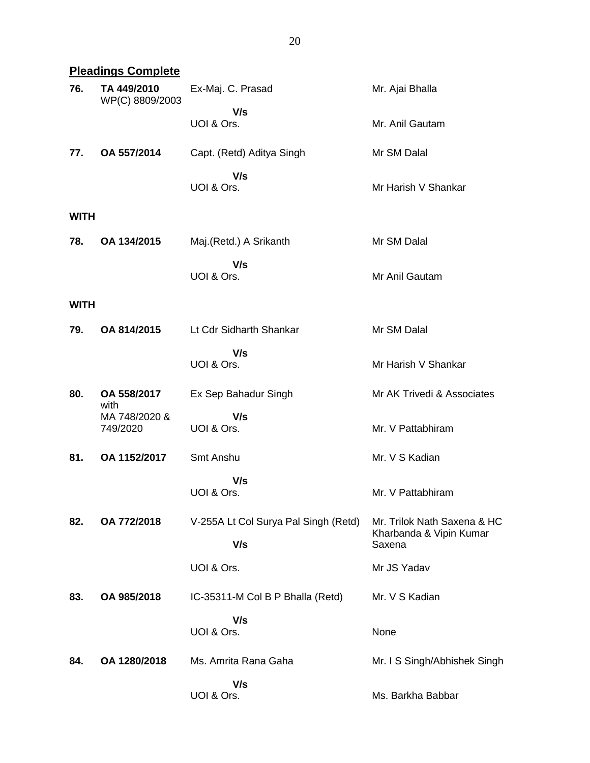## Pleadings Complete

| No. | Case No. | Parties | Counsel |
|---|---|---|---|
| **76.** | **TA 449/2010** WP(C) 8809/2003 | Ex-Maj. C. Prasad | Mr. Ajai Bhalla |
| | | **V/s** | |
| | | UOI & Ors. | Mr. Anil Gautam |
| **77.** | **OA 557/2014** | Capt. (Retd) Aditya Singh | Mr SM Dalal |
| | | **V/s** | |
| | | UOI & Ors. | Mr Harish V Shankar |
| **WITH** | | | |
| **78.** | **OA 134/2015** | Maj.(Retd.) A Srikanth | Mr SM Dalal |
| | | **V/s** | |
| | | UOI & Ors. | Mr Anil Gautam |
| **WITH** | | | |
| **79.** | **OA 814/2015** | Lt Cdr Sidharth Shankar | Mr SM Dalal |
| | | **V/s** | |
| | | UOI & Ors. | Mr Harish V Shankar |
| **80.** | **OA 558/2017** with MA 748/2020 & 749/2020 | Ex Sep Bahadur Singh | Mr AK Trivedi & Associates |
| | | **V/s** | |
| | | UOI & Ors. | Mr. V Pattabhiram |
| **81.** | **OA 1152/2017** | Smt Anshu | Mr. V S Kadian |
| | | **V/s** | |
| | | UOI & Ors. | Mr. V Pattabhiram |
| **82.** | **OA 772/2018** | V-255A Lt Col Surya Pal Singh (Retd) | Mr. Trilok Nath Saxena & HC Kharbanda & Vipin Kumar Saxena |
| | | **V/s** | |
| | | UOI & Ors. | Mr JS Yadav |
| **83.** | **OA 985/2018** | IC-35311-M Col B P Bhalla (Retd) | Mr. V S Kadian |
| | | **V/s** | |
| | | UOI & Ors. | None |
| **84.** | **OA 1280/2018** | Ms. Amrita Rana Gaha | Mr. I S Singh/Abhishek Singh |
| | | **V/s** | |
| | | UOI & Ors. | Ms. Barkha Babbar |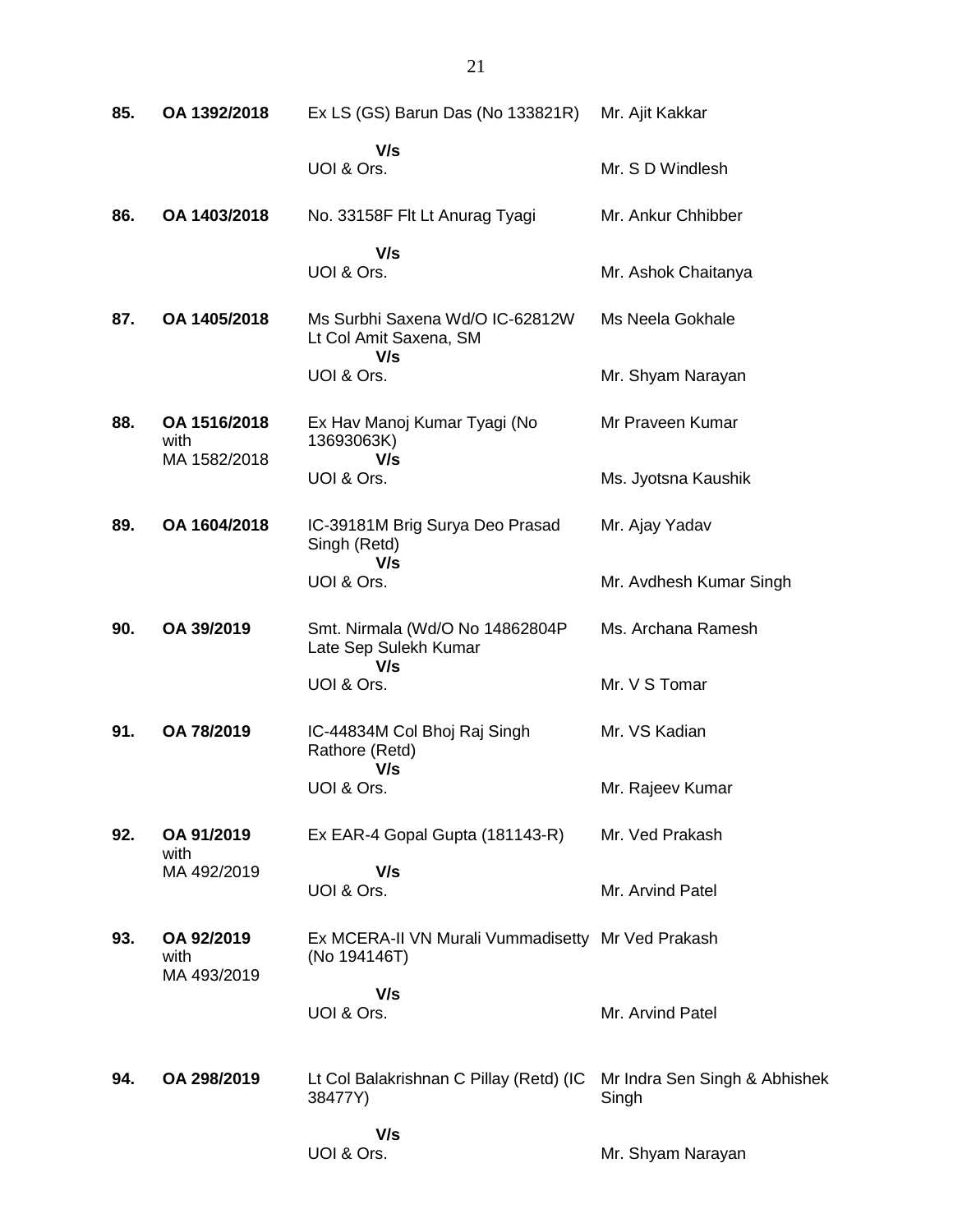| | | | |
|---|---|---|---|
| **85.** | **OA 1392/2018** | Ex LS (GS) Barun Das (No 133821R) | Mr. Ajit Kakkar |
| | | **V/s** | |
| | | UOI & Ors. | Mr. S D Windlesh |
| **86.** | **OA 1403/2018** | No. 33158F Flt Lt Anurag Tyagi | Mr. Ankur Chhibber |
| | | **V/s** | |
| | | UOI & Ors. | Mr. Ashok Chaitanya |
| **87.** | **OA 1405/2018** | Ms Surbhi Saxena Wd/O IC-62812W Lt Col Amit Saxena, SM | Ms Neela Gokhale |
| | | **V/s** | |
| | | UOI & Ors. | Mr. Shyam Narayan |
| **88.** | **OA 1516/2018** with MA 1582/2018 | Ex Hav Manoj Kumar Tyagi (No 13693063K) | Mr Praveen Kumar |
| | | **V/s** | |
| | | UOI & Ors. | Ms. Jyotsna Kaushik |
| **89.** | **OA 1604/2018** | IC-39181M Brig Surya Deo Prasad Singh (Retd) | Mr. Ajay Yadav |
| | | **V/s** | |
| | | UOI & Ors. | Mr. Avdhesh Kumar Singh |
| **90.** | **OA 39/2019** | Smt. Nirmala (Wd/O No 14862804P Late Sep Sulekh Kumar | Ms. Archana Ramesh |
| | | **V/s** | |
| | | UOI & Ors. | Mr. V S Tomar |
| **91.** | **OA 78/2019** | IC-44834M Col Bhoj Raj Singh Rathore (Retd) | Mr. VS Kadian |
| | | **V/s** | |
| | | UOI & Ors. | Mr. Rajeev Kumar |
| **92.** | **OA 91/2019** with MA 492/2019 | Ex EAR-4 Gopal Gupta (181143-R) | Mr. Ved Prakash |
| | | **V/s** | |
| | | UOI & Ors. | Mr. Arvind Patel |
| **93.** | **OA 92/2019** with MA 493/2019 | Ex MCERA-II VN Murali Vummadisetty (No 194146T) | Mr Ved Prakash |
| | | **V/s** | |
| | | UOI & Ors. | Mr. Arvind Patel |
| **94.** | **OA 298/2019** | Lt Col Balakrishnan C Pillay (Retd) (IC 38477Y) | Mr Indra Sen Singh & Abhishek Singh |
| | | **V/s** | |
| | | UOI & Ors. | Mr. Shyam Narayan |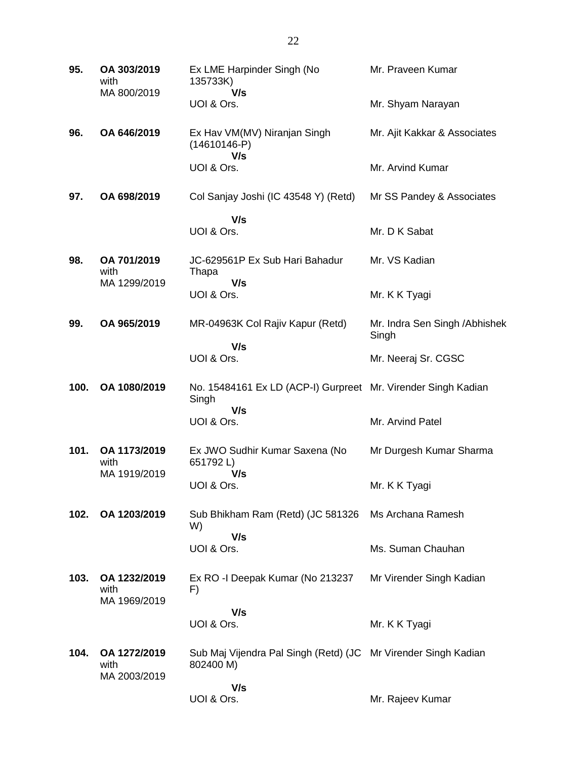| | | | |
|---|---|---|---|
| **95.** | **OA 303/2019** with MA 800/2019 | Ex LME Harpinder Singh (No 135733K) **V/s** UOI & Ors. | Mr. Praveen Kumar<br><br>Mr. Shyam Narayan |
| **96.** | **OA 646/2019** | Ex Hav VM(MV) Niranjan Singh (14610146-P) **V/s** UOI & Ors. | Mr. Ajit Kakkar & Associates<br><br>Mr. Arvind Kumar |
| **97.** | **OA 698/2019** | Col Sanjay Joshi (IC 43548 Y) (Retd) **V/s** UOI & Ors. | Mr SS Pandey & Associates<br><br>Mr. D K Sabat |
| **98.** | **OA 701/2019** with MA 1299/2019 | JC-629561P Ex Sub Hari Bahadur Thapa **V/s** UOI & Ors. | Mr. VS Kadian<br><br>Mr. K K Tyagi |
| **99.** | **OA 965/2019** | MR-04963K Col Rajiv Kapur (Retd) **V/s** UOI & Ors. | Mr. Indra Sen Singh /Abhishek Singh<br><br>Mr. Neeraj Sr. CGSC |
| **100.** | **OA 1080/2019** | No. 15484161 Ex LD (ACP-I) Gurpreet Singh **V/s** UOI & Ors. | Mr. Virender Singh Kadian<br><br>Mr. Arvind Patel |
| **101.** | **OA 1173/2019** with MA 1919/2019 | Ex JWO Sudhir Kumar Saxena (No 651792 L) **V/s** UOI & Ors. | Mr Durgesh Kumar Sharma<br><br>Mr. K K Tyagi |
| **102.** | **OA 1203/2019** | Sub Bhikham Ram (Retd) (JC 581326 W) **V/s** UOI & Ors. | Ms Archana Ramesh<br><br>Ms. Suman Chauhan |
| **103.** | **OA 1232/2019** with MA 1969/2019 | Ex RO -I Deepak Kumar (No 213237 F) **V/s** UOI & Ors. | Mr Virender Singh Kadian<br><br>Mr. K K Tyagi |
| **104.** | **OA 1272/2019** with MA 2003/2019 | Sub Maj Vijendra Pal Singh (Retd) (JC 802400 M) **V/s** UOI & Ors. | Mr Virender Singh Kadian<br><br>Mr. Rajeev Kumar |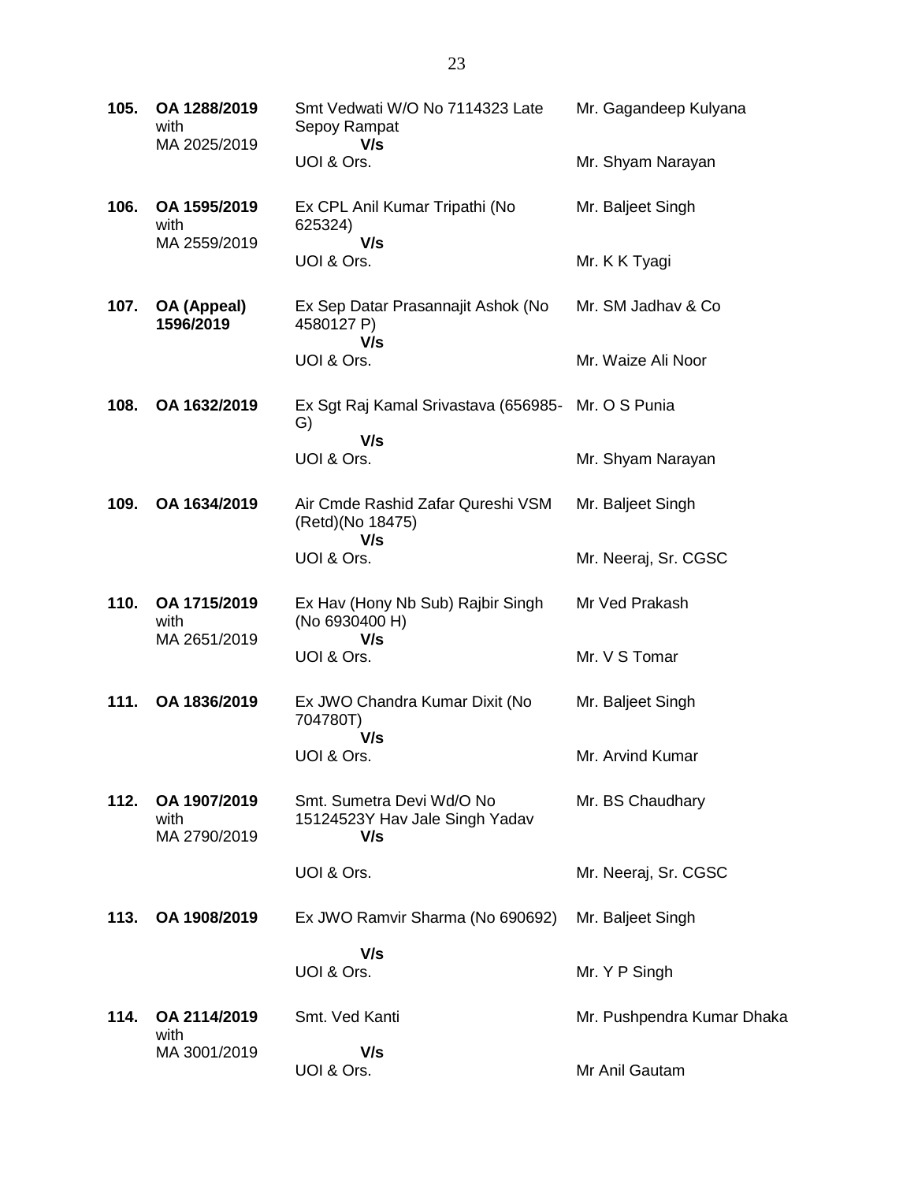| | | | |
|---|---|---|---|
| **105.** | **OA 1288/2019** with MA 2025/2019 | Smt Vedwati W/O No 7114323 Late Sepoy Rampat **V/s** UOI & Ors. | Mr. Gagandeep Kulyana<br><br>Mr. Shyam Narayan |
| **106.** | **OA 1595/2019** with MA 2559/2019 | Ex CPL Anil Kumar Tripathi (No 625324) **V/s** UOI & Ors. | Mr. Baljeet Singh<br><br>Mr. K K Tyagi |
| **107.** | **OA (Appeal) 1596/2019** | Ex Sep Datar Prasannajit Ashok (No 4580127 P) **V/s** UOI & Ors. | Mr. SM Jadhav & Co<br><br>Mr. Waize Ali Noor |
| **108.** | **OA 1632/2019** | Ex Sgt Raj Kamal Srivastava (656985-G) **V/s** UOI & Ors. | Mr. O S Punia<br><br>Mr. Shyam Narayan |
| **109.** | **OA 1634/2019** | Air Cmde Rashid Zafar Qureshi VSM (Retd)(No 18475) **V/s** UOI & Ors. | Mr. Baljeet Singh<br><br>Mr. Neeraj, Sr. CGSC |
| **110.** | **OA 1715/2019** with MA 2651/2019 | Ex Hav (Hony Nb Sub) Rajbir Singh (No 6930400 H) **V/s** UOI & Ors. | Mr Ved Prakash<br><br>Mr. V S Tomar |
| **111.** | **OA 1836/2019** | Ex JWO Chandra Kumar Dixit (No 704780T) **V/s** UOI & Ors. | Mr. Baljeet Singh<br><br>Mr. Arvind Kumar |
| **112.** | **OA 1907/2019** with MA 2790/2019 | Smt. Sumetra Devi Wd/O No 15124523Y Hav Jale Singh Yadav **V/s** UOI & Ors. | Mr. BS Chaudhary<br><br>Mr. Neeraj, Sr. CGSC |
| **113.** | **OA 1908/2019** | Ex JWO Ramvir Sharma (No 690692) **V/s** UOI & Ors. | Mr. Baljeet Singh<br><br>Mr. Y P Singh |
| **114.** | **OA 2114/2019** with MA 3001/2019 | Smt. Ved Kanti **V/s** UOI & Ors. | Mr. Pushpendra Kumar Dhaka<br><br>Mr Anil Gautam |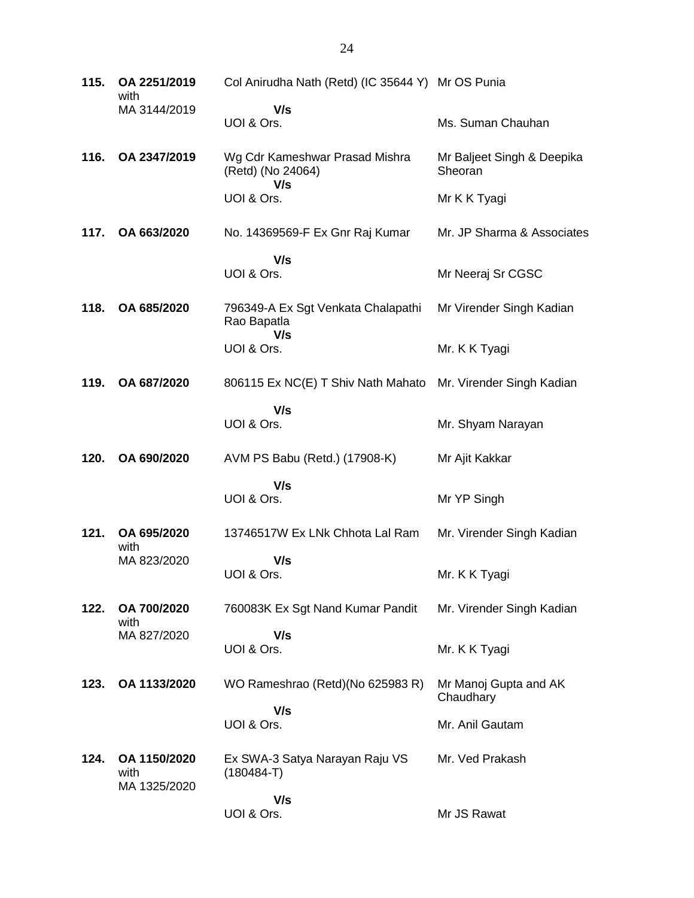| | | | |
|---|---|---|---|
| **115.** | **OA 2251/2019** with MA 3144/2019 | Col Anirudha Nath (Retd) (IC 35644 Y) **V/s** UOI & Ors. | Mr OS Punia<br>Ms. Suman Chauhan |
| **116.** | **OA 2347/2019** | Wg Cdr Kameshwar Prasad Mishra (Retd) (No 24064) **V/s** UOI & Ors. | Mr Baljeet Singh & Deepika Sheoran<br>Mr K K Tyagi |
| **117.** | **OA 663/2020** | No. 14369569-F Ex Gnr Raj Kumar **V/s** UOI & Ors. | Mr. JP Sharma & Associates<br>Mr Neeraj Sr CGSC |
| **118.** | **OA 685/2020** | 796349-A Ex Sgt Venkata Chalapathi Rao Bapatla **V/s** UOI & Ors. | Mr Virender Singh Kadian<br>Mr. K K Tyagi |
| **119.** | **OA 687/2020** | 806115 Ex NC(E) T Shiv Nath Mahato **V/s** UOI & Ors. | Mr. Virender Singh Kadian<br>Mr. Shyam Narayan |
| **120.** | **OA 690/2020** | AVM PS Babu (Retd.) (17908-K) **V/s** UOI & Ors. | Mr Ajit Kakkar<br>Mr YP Singh |
| **121.** | **OA 695/2020** with MA 823/2020 | 13746517W Ex LNk Chhota Lal Ram **V/s** UOI & Ors. | Mr. Virender Singh Kadian<br>Mr. K K Tyagi |
| **122.** | **OA 700/2020** with MA 827/2020 | 760083K Ex Sgt Nand Kumar Pandit **V/s** UOI & Ors. | Mr. Virender Singh Kadian<br>Mr. K K Tyagi |
| **123.** | **OA 1133/2020** | WO Rameshrao (Retd)(No 625983 R) **V/s** UOI & Ors. | Mr Manoj Gupta and AK Chaudhary<br>Mr. Anil Gautam |
| **124.** | **OA 1150/2020** with MA 1325/2020 | Ex SWA-3 Satya Narayan Raju VS (180484-T) **V/s** UOI & Ors. | Mr. Ved Prakash<br>Mr JS Rawat |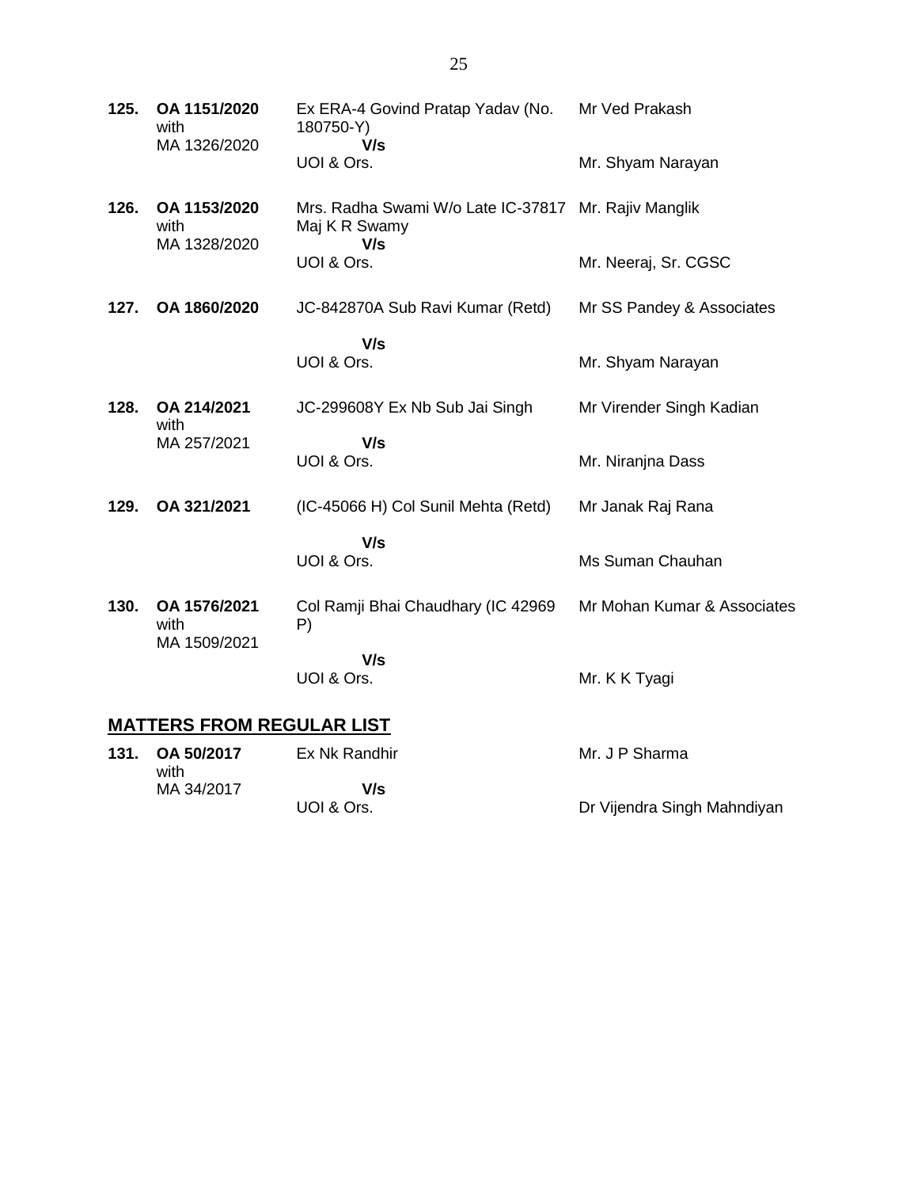| | | | |
|---|---|---|---|
| **125.** | **OA 1151/2020** with MA 1326/2020 | Ex ERA-4 Govind Pratap Yadav (No. 180750-Y) **V/s** UOI & Ors. | Mr Ved Prakash<br><br>Mr. Shyam Narayan |
| **126.** | **OA 1153/2020** with MA 1328/2020 | Mrs. Radha Swami W/o Late IC-37817 Maj K R Swamy **V/s** UOI & Ors. | Mr. Rajiv Manglik<br><br>Mr. Neeraj, Sr. CGSC |
| **127.** | **OA 1860/2020** | JC-842870A Sub Ravi Kumar (Retd) **V/s** UOI & Ors. | Mr SS Pandey & Associates<br><br>Mr. Shyam Narayan |
| **128.** | **OA 214/2021** with MA 257/2021 | JC-299608Y Ex Nb Sub Jai Singh **V/s** UOI & Ors. | Mr Virender Singh Kadian<br><br>Mr. Niranjna Dass |
| **129.** | **OA 321/2021** | (IC-45066 H) Col Sunil Mehta (Retd) **V/s** UOI & Ors. | Mr Janak Raj Rana<br><br>Ms Suman Chauhan |
| **130.** | **OA 1576/2021** with MA 1509/2021 | Col Ramji Bhai Chaudhary (IC 42969 P) **V/s** UOI & Ors. | Mr Mohan Kumar & Associates<br><br>Mr. K K Tyagi |

## MATTERS FROM REGULAR LIST

| | | | |
|---|---|---|---|
| **131.** | **OA 50/2017** with MA 34/2017 | Ex Nk Randhir **V/s** UOI & Ors. | Mr. J P Sharma<br><br>Dr Vijendra Singh Mahndiyan |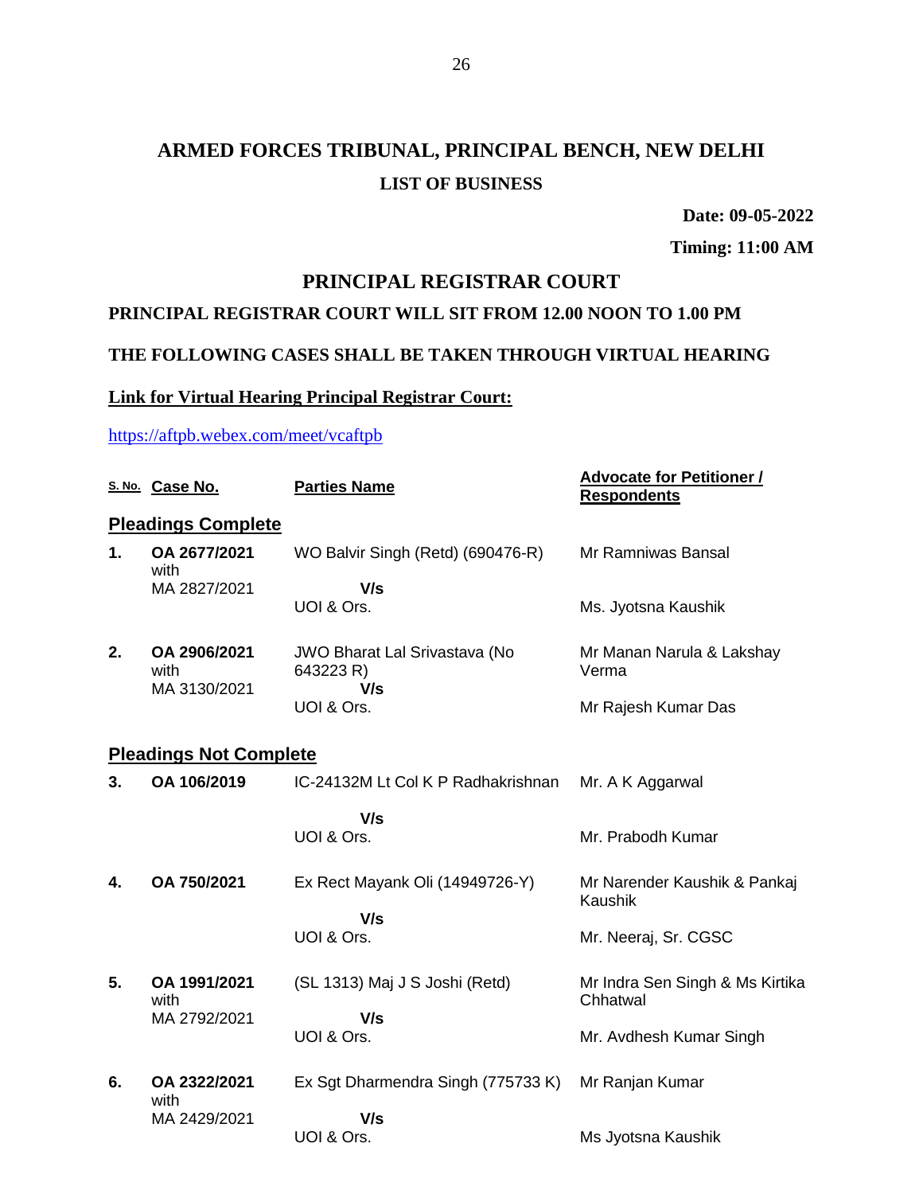# ARMED FORCES TRIBUNAL, PRINCIPAL BENCH, NEW DELHI

**LIST OF BUSINESS**

**Date: 09-05-2022**

**Timing: 11:00 AM**

## PRINCIPAL REGISTRAR COURT

**PRINCIPAL REGISTRAR COURT WILL SIT FROM 12.00 NOON TO 1.00 PM**

**THE FOLLOWING CASES SHALL BE TAKEN THROUGH VIRTUAL HEARING**

**Link for Virtual Hearing Principal Registrar Court:**

https://aftpb.webex.com/meet/vcaftpb

| S. No. | Case No. | Parties Name | Advocate for Petitioner / Respondents |
|---|---|---|---|
| **Pleadings Complete** | | | |
| **1.** | **OA 2677/2021** with MA 2827/2021 | WO Balvir Singh (Retd) (690476-R) **V/s** UOI & Ors. | Mr Ramniwas Bansal<br>Ms. Jyotsna Kaushik |
| **2.** | **OA 2906/2021** with MA 3130/2021 | JWO Bharat Lal Srivastava (No 643223 R) **V/s** UOI & Ors. | Mr Manan Narula & Lakshay Verma<br>Mr Rajesh Kumar Das |
| **Pleadings Not Complete** | | | |
| **3.** | **OA 106/2019** | IC-24132M Lt Col K P Radhakrishnan **V/s** UOI & Ors. | Mr. A K Aggarwal<br>Mr. Prabodh Kumar |
| **4.** | **OA 750/2021** | Ex Rect Mayank Oli (14949726-Y) **V/s** UOI & Ors. | Mr Narender Kaushik & Pankaj Kaushik<br>Mr. Neeraj, Sr. CGSC |
| **5.** | **OA 1991/2021** with MA 2792/2021 | (SL 1313) Maj J S Joshi (Retd) **V/s** UOI & Ors. | Mr Indra Sen Singh & Ms Kirtika Chhatwal<br>Mr. Avdhesh Kumar Singh |
| **6.** | **OA 2322/2021** with MA 2429/2021 | Ex Sgt Dharmendra Singh (775733 K) **V/s** UOI & Ors. | Mr Ranjan Kumar<br>Ms Jyotsna Kaushik |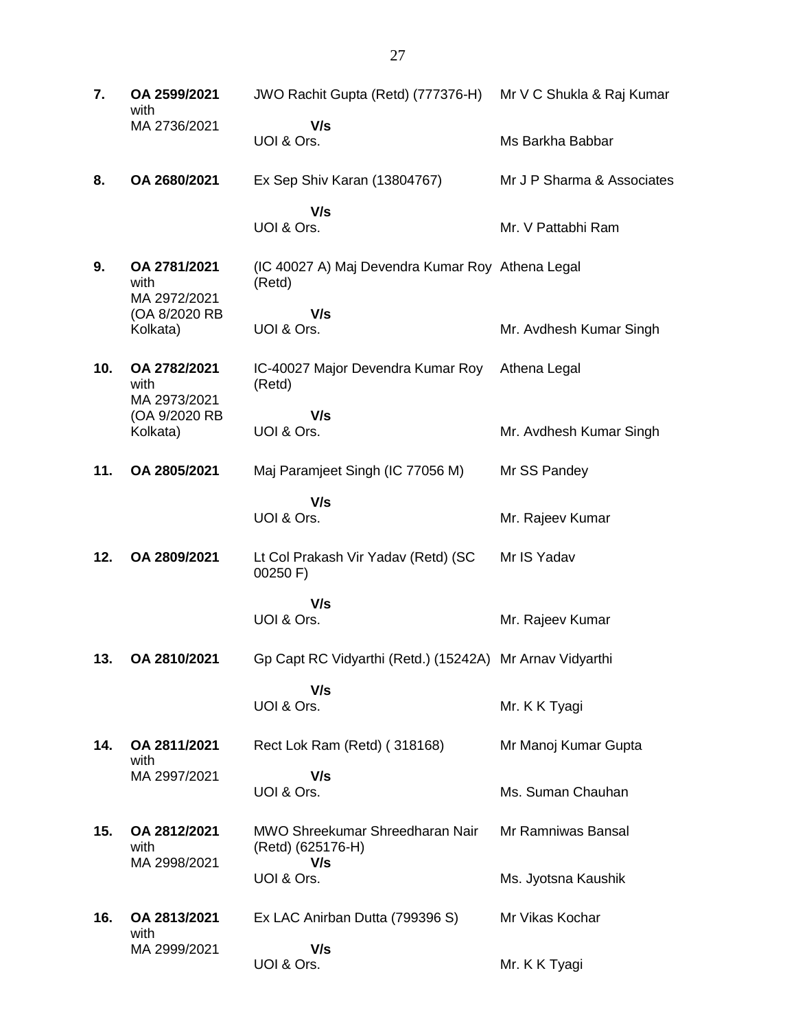| | | | |
|---|---|---|---|
| **7.** | **OA 2599/2021** with MA 2736/2021 | JWO Rachit Gupta (Retd) (777376-H) **V/s** UOI & Ors. | Mr V C Shukla & Raj Kumar<br>Ms Barkha Babbar |
| **8.** | **OA 2680/2021** | Ex Sep Shiv Karan (13804767) **V/s** UOI & Ors. | Mr J P Sharma & Associates<br>Mr. V Pattabhi Ram |
| **9.** | **OA 2781/2021** with MA 2972/2021 (OA 8/2020 RB Kolkata) | (IC 40027 A) Maj Devendra Kumar Roy (Retd) **V/s** UOI & Ors. | Athena Legal<br>Mr. Avdhesh Kumar Singh |
| **10.** | **OA 2782/2021** with MA 2973/2021 (OA 9/2020 RB Kolkata) | IC-40027 Major Devendra Kumar Roy (Retd) **V/s** UOI & Ors. | Athena Legal<br>Mr. Avdhesh Kumar Singh |
| **11.** | **OA 2805/2021** | Maj Paramjeet Singh (IC 77056 M) **V/s** UOI & Ors. | Mr SS Pandey<br>Mr. Rajeev Kumar |
| **12.** | **OA 2809/2021** | Lt Col Prakash Vir Yadav (Retd) (SC 00250 F) **V/s** UOI & Ors. | Mr IS Yadav<br>Mr. Rajeev Kumar |
| **13.** | **OA 2810/2021** | Gp Capt RC Vidyarthi (Retd.) (15242A) **V/s** UOI & Ors. | Mr Arnav Vidyarthi<br>Mr. K K Tyagi |
| **14.** | **OA 2811/2021** with MA 2997/2021 | Rect Lok Ram (Retd) ( 318168) **V/s** UOI & Ors. | Mr Manoj Kumar Gupta<br>Ms. Suman Chauhan |
| **15.** | **OA 2812/2021** with MA 2998/2021 | MWO Shreekumar Shreedharan Nair (Retd) (625176-H) **V/s** UOI & Ors. | Mr Ramniwas Bansal<br>Ms. Jyotsna Kaushik |
| **16.** | **OA 2813/2021** with MA 2999/2021 | Ex LAC Anirban Dutta (799396 S) **V/s** UOI & Ors. | Mr Vikas Kochar<br>Mr. K K Tyagi |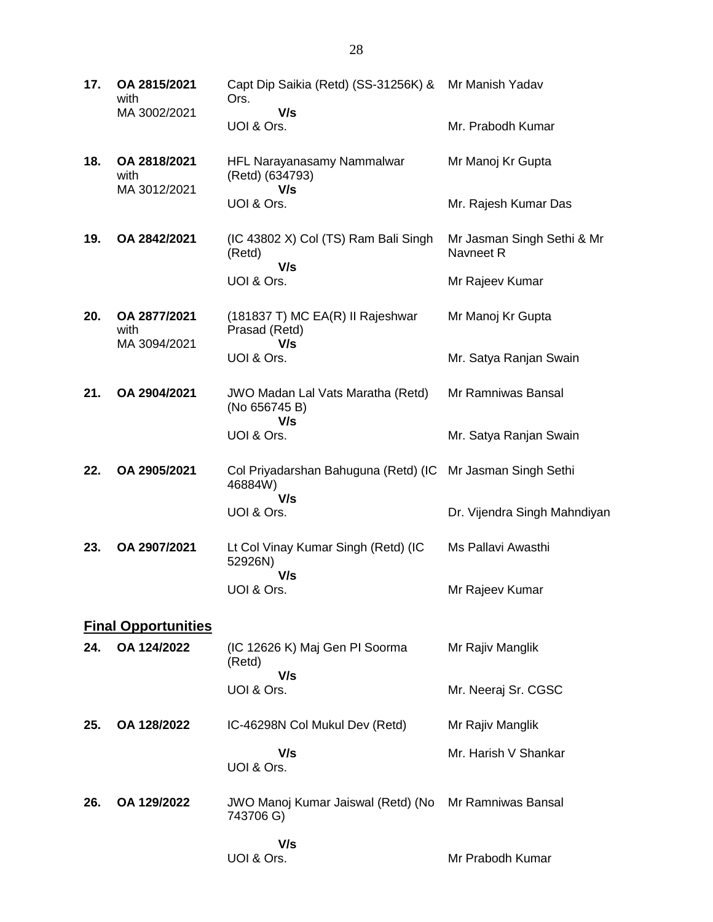| | | | |
|---|---|---|---|
| **17.** | **OA 2815/2021** with MA 3002/2021 | Capt Dip Saikia (Retd) (SS-31256K) & Ors. **V/s** UOI & Ors. | Mr Manish Yadav<br><br>Mr. Prabodh Kumar |
| **18.** | **OA 2818/2021** with MA 3012/2021 | HFL Narayanasamy Nammalwar (Retd) (634793) **V/s** UOI & Ors. | Mr Manoj Kr Gupta<br><br>Mr. Rajesh Kumar Das |
| **19.** | **OA 2842/2021** | (IC 43802 X) Col (TS) Ram Bali Singh (Retd) **V/s** UOI & Ors. | Mr Jasman Singh Sethi & Mr Navneet R<br><br>Mr Rajeev Kumar |
| **20.** | **OA 2877/2021** with MA 3094/2021 | (181837 T) MC EA(R) II Rajeshwar Prasad (Retd) **V/s** UOI & Ors. | Mr Manoj Kr Gupta<br><br>Mr. Satya Ranjan Swain |
| **21.** | **OA 2904/2021** | JWO Madan Lal Vats Maratha (Retd) (No 656745 B) **V/s** UOI & Ors. | Mr Ramniwas Bansal<br><br>Mr. Satya Ranjan Swain |
| **22.** | **OA 2905/2021** | Col Priyadarshan Bahuguna (Retd) (IC 46884W) **V/s** UOI & Ors. | Mr Jasman Singh Sethi<br><br>Dr. Vijendra Singh Mahndiyan |
| **23.** | **OA 2907/2021** | Lt Col Vinay Kumar Singh (Retd) (IC 52926N) **V/s** UOI & Ors. | Ms Pallavi Awasthi<br><br>Mr Rajeev Kumar |

## **Final Opportunities**

| | | | |
|---|---|---|---|
| **24.** | **OA 124/2022** | (IC 12626 K) Maj Gen PI Soorma (Retd) **V/s** UOI & Ors. | Mr Rajiv Manglik<br><br>Mr. Neeraj Sr. CGSC |
| **25.** | **OA 128/2022** | IC-46298N Col Mukul Dev (Retd) **V/s** UOI & Ors. | Mr Rajiv Manglik<br><br>Mr. Harish V Shankar |
| **26.** | **OA 129/2022** | JWO Manoj Kumar Jaiswal (Retd) (No 743706 G) **V/s** UOI & Ors. | Mr Ramniwas Bansal<br><br>Mr Prabodh Kumar |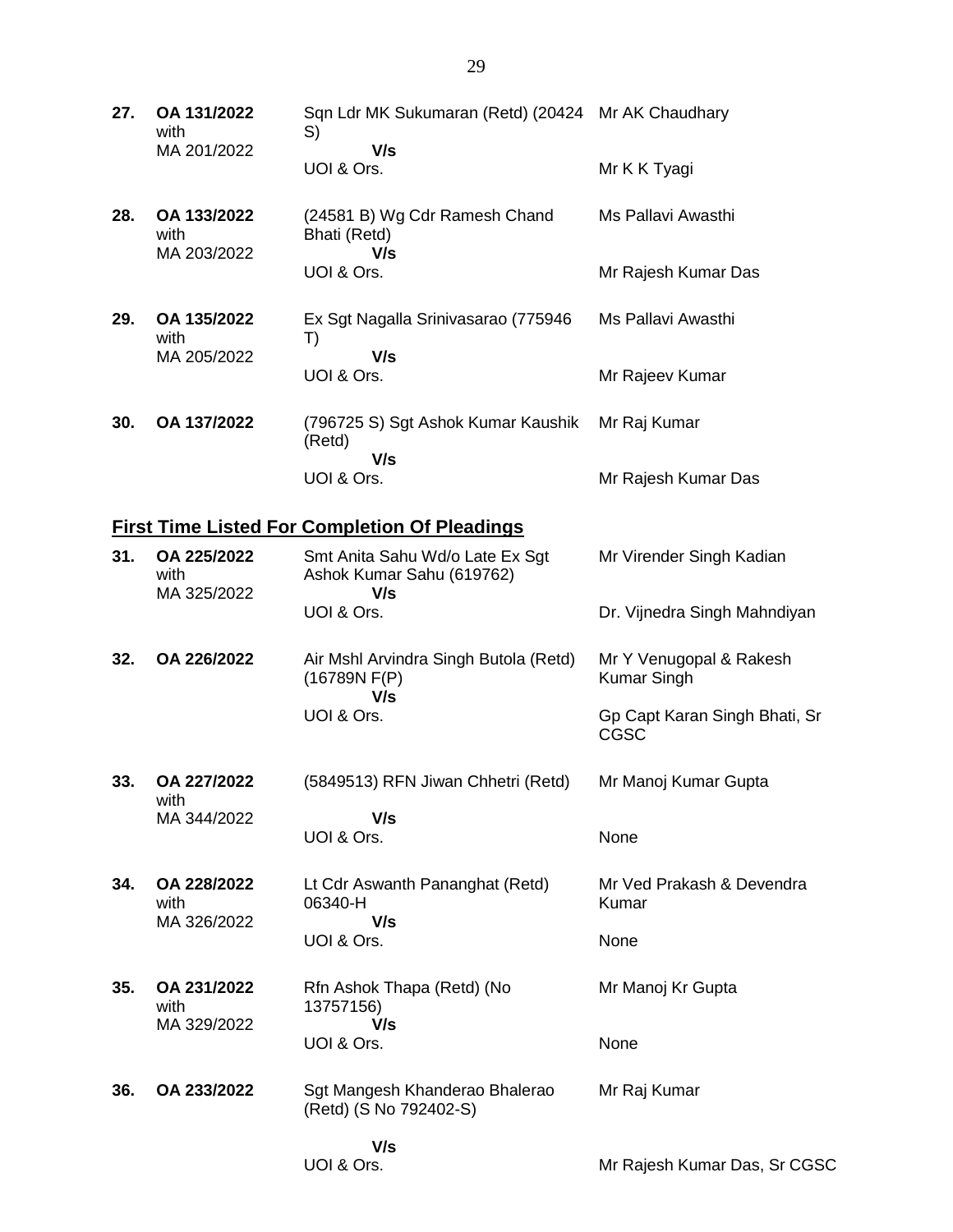| | | | |
|---|---|---|---|
| **27.** | **OA 131/2022** with MA 201/2022 | Sqn Ldr MK Sukumaran (Retd) (20424 S) **V/s** UOI & Ors. | Mr AK Chaudhary <br><br> Mr K K Tyagi |
| **28.** | **OA 133/2022** with MA 203/2022 | (24581 B) Wg Cdr Ramesh Chand Bhati (Retd) **V/s** UOI & Ors. | Ms Pallavi Awasthi <br><br> Mr Rajesh Kumar Das |
| **29.** | **OA 135/2022** with MA 205/2022 | Ex Sgt Nagalla Srinivasarao (775946 T) **V/s** UOI & Ors. | Ms Pallavi Awasthi <br><br> Mr Rajeev Kumar |
| **30.** | **OA 137/2022** | (796725 S) Sgt Ashok Kumar Kaushik (Retd) **V/s** UOI & Ors. | Mr Raj Kumar <br><br> Mr Rajesh Kumar Das |

## <u>First Time Listed For Completion Of Pleadings</u>

| | | | |
|---|---|---|---|
| **31.** | **OA 225/2022** with MA 325/2022 | Smt Anita Sahu Wd/o Late Ex Sgt Ashok Kumar Sahu (619762) **V/s** UOI & Ors. | Mr Virender Singh Kadian <br><br> Dr. Vijnedra Singh Mahndiyan |
| **32.** | **OA 226/2022** | Air Mshl Arvindra Singh Butola (Retd) (16789N F(P) **V/s** UOI & Ors. | Mr Y Venugopal & Rakesh Kumar Singh <br><br> Gp Capt Karan Singh Bhati, Sr CGSC |
| **33.** | **OA 227/2022** with MA 344/2022 | (5849513) RFN Jiwan Chhetri (Retd) **V/s** UOI & Ors. | Mr Manoj Kumar Gupta <br><br> None |
| **34.** | **OA 228/2022** with MA 326/2022 | Lt Cdr Aswanth Pananghat (Retd) 06340-H **V/s** UOI & Ors. | Mr Ved Prakash & Devendra Kumar <br><br> None |
| **35.** | **OA 231/2022** with MA 329/2022 | Rfn Ashok Thapa (Retd) (No 13757156) **V/s** UOI & Ors. | Mr Manoj Kr Gupta <br><br> None |
| **36.** | **OA 233/2022** | Sgt Mangesh Khanderao Bhalerao (Retd) (S No 792402-S) **V/s** UOI & Ors. | Mr Raj Kumar <br><br> Mr Rajesh Kumar Das, Sr CGSC |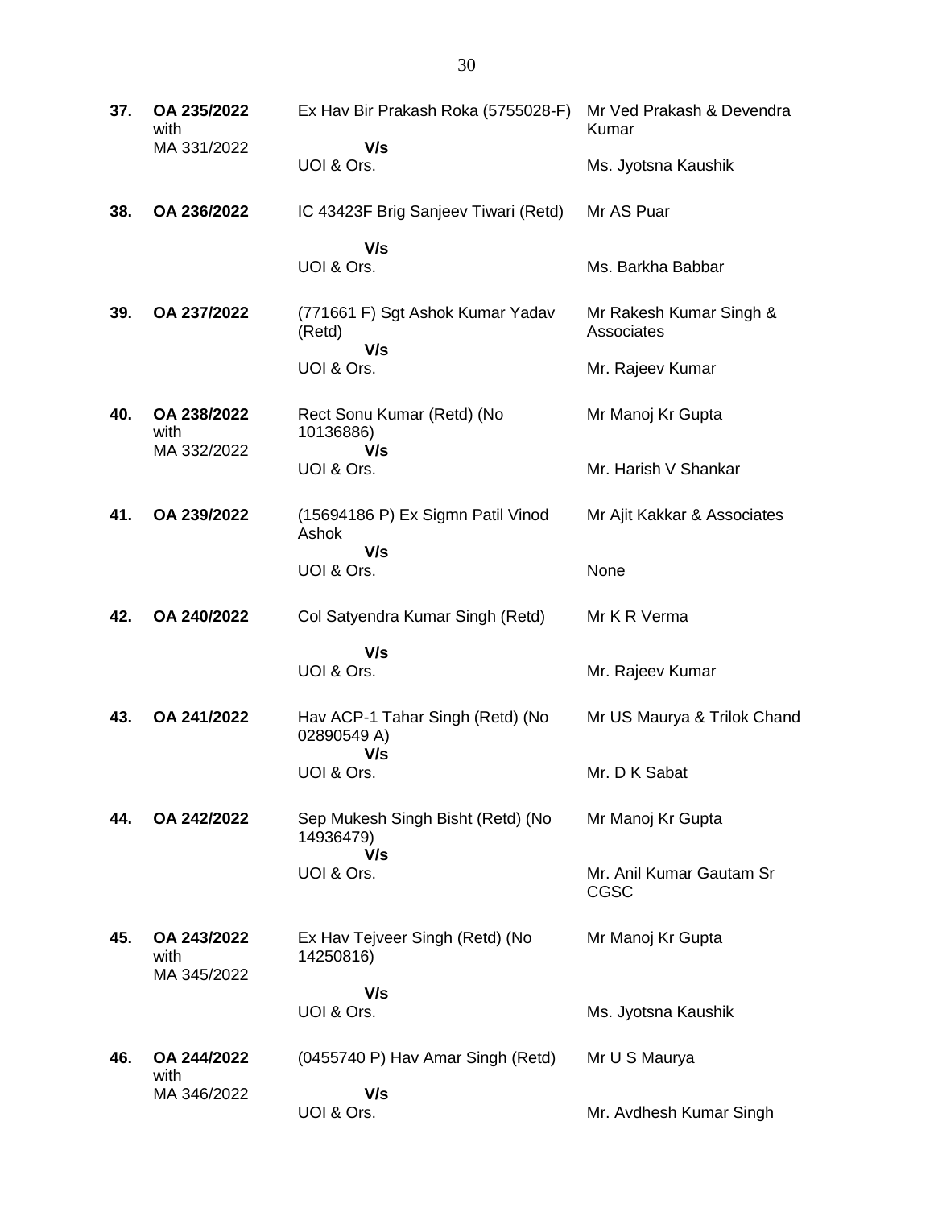| | | | |
|---|---|---|---|
| **37.** | **OA 235/2022** with MA 331/2022 | Ex Hav Bir Prakash Roka (5755028-F) **V/s** UOI & Ors. | Mr Ved Prakash & Devendra Kumar<br>Ms. Jyotsna Kaushik |
| **38.** | **OA 236/2022** | IC 43423F Brig Sanjeev Tiwari (Retd) **V/s** UOI & Ors. | Mr AS Puar<br>Ms. Barkha Babbar |
| **39.** | **OA 237/2022** | (771661 F) Sgt Ashok Kumar Yadav (Retd) **V/s** UOI & Ors. | Mr Rakesh Kumar Singh & Associates<br>Mr. Rajeev Kumar |
| **40.** | **OA 238/2022** with MA 332/2022 | Rect Sonu Kumar (Retd) (No 10136886) **V/s** UOI & Ors. | Mr Manoj Kr Gupta<br>Mr. Harish V Shankar |
| **41.** | **OA 239/2022** | (15694186 P) Ex Sigmn Patil Vinod Ashok **V/s** UOI & Ors. | Mr Ajit Kakkar & Associates<br>None |
| **42.** | **OA 240/2022** | Col Satyendra Kumar Singh (Retd) **V/s** UOI & Ors. | Mr K R Verma<br>Mr. Rajeev Kumar |
| **43.** | **OA 241/2022** | Hav ACP-1 Tahar Singh (Retd) (No 02890549 A) **V/s** UOI & Ors. | Mr US Maurya & Trilok Chand<br>Mr. D K Sabat |
| **44.** | **OA 242/2022** | Sep Mukesh Singh Bisht (Retd) (No 14936479) **V/s** UOI & Ors. | Mr Manoj Kr Gupta<br>Mr. Anil Kumar Gautam Sr CGSC |
| **45.** | **OA 243/2022** with MA 345/2022 | Ex Hav Tejveer Singh (Retd) (No 14250816) **V/s** UOI & Ors. | Mr Manoj Kr Gupta<br>Ms. Jyotsna Kaushik |
| **46.** | **OA 244/2022** with MA 346/2022 | (0455740 P) Hav Amar Singh (Retd) **V/s** UOI & Ors. | Mr U S Maurya<br>Mr. Avdhesh Kumar Singh |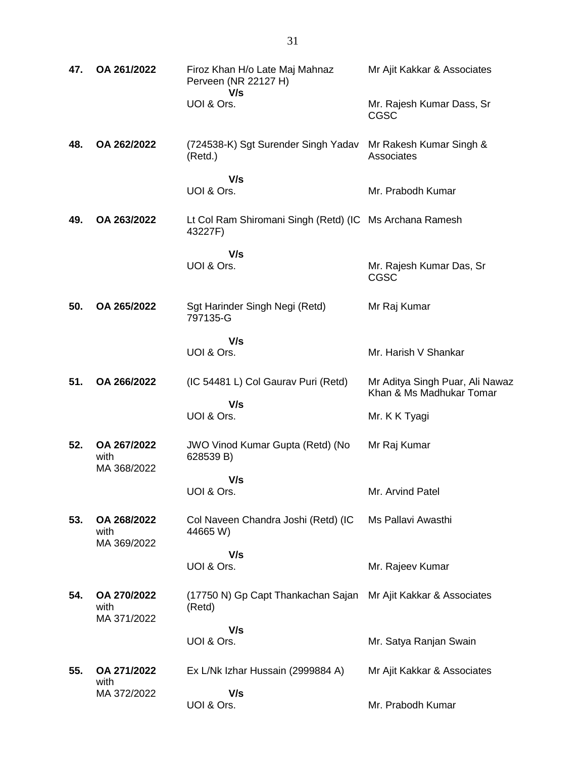| | | | |
|---|---|---|---|
| **47.** | **OA 261/2022** | Firoz Khan H/o Late Maj Mahnaz Perveen (NR 22127 H)<br>**V/s**<br>UOI & Ors. | Mr Ajit Kakkar & Associates<br><br>Mr. Rajesh Kumar Dass, Sr CGSC |
| **48.** | **OA 262/2022** | (724538-K) Sgt Surender Singh Yadav (Retd.)<br>**V/s**<br>UOI & Ors. | Mr Rakesh Kumar Singh & Associates<br><br>Mr. Prabodh Kumar |
| **49.** | **OA 263/2022** | Lt Col Ram Shiromani Singh (Retd) (IC 43227F)<br>**V/s**<br>UOI & Ors. | Ms Archana Ramesh<br><br>Mr. Rajesh Kumar Das, Sr CGSC |
| **50.** | **OA 265/2022** | Sgt Harinder Singh Negi (Retd) 797135-G<br>**V/s**<br>UOI & Ors. | Mr Raj Kumar<br><br>Mr. Harish V Shankar |
| **51.** | **OA 266/2022** | (IC 54481 L) Col Gaurav Puri (Retd)<br>**V/s**<br>UOI & Ors. | Mr Aditya Singh Puar, Ali Nawaz Khan & Ms Madhukar Tomar<br><br>Mr. K K Tyagi |
| **52.** | **OA 267/2022** with MA 368/2022 | JWO Vinod Kumar Gupta (Retd) (No 628539 B)<br>**V/s**<br>UOI & Ors. | Mr Raj Kumar<br><br>Mr. Arvind Patel |
| **53.** | **OA 268/2022** with MA 369/2022 | Col Naveen Chandra Joshi (Retd) (IC 44665 W)<br>**V/s**<br>UOI & Ors. | Ms Pallavi Awasthi<br><br>Mr. Rajeev Kumar |
| **54.** | **OA 270/2022** with MA 371/2022 | (17750 N) Gp Capt Thankachan Sajan (Retd)<br>**V/s**<br>UOI & Ors. | Mr Ajit Kakkar & Associates<br><br>Mr. Satya Ranjan Swain |
| **55.** | **OA 271/2022** with MA 372/2022 | Ex L/Nk Izhar Hussain (2999884 A)<br>**V/s**<br>UOI & Ors. | Mr Ajit Kakkar & Associates<br><br>Mr. Prabodh Kumar |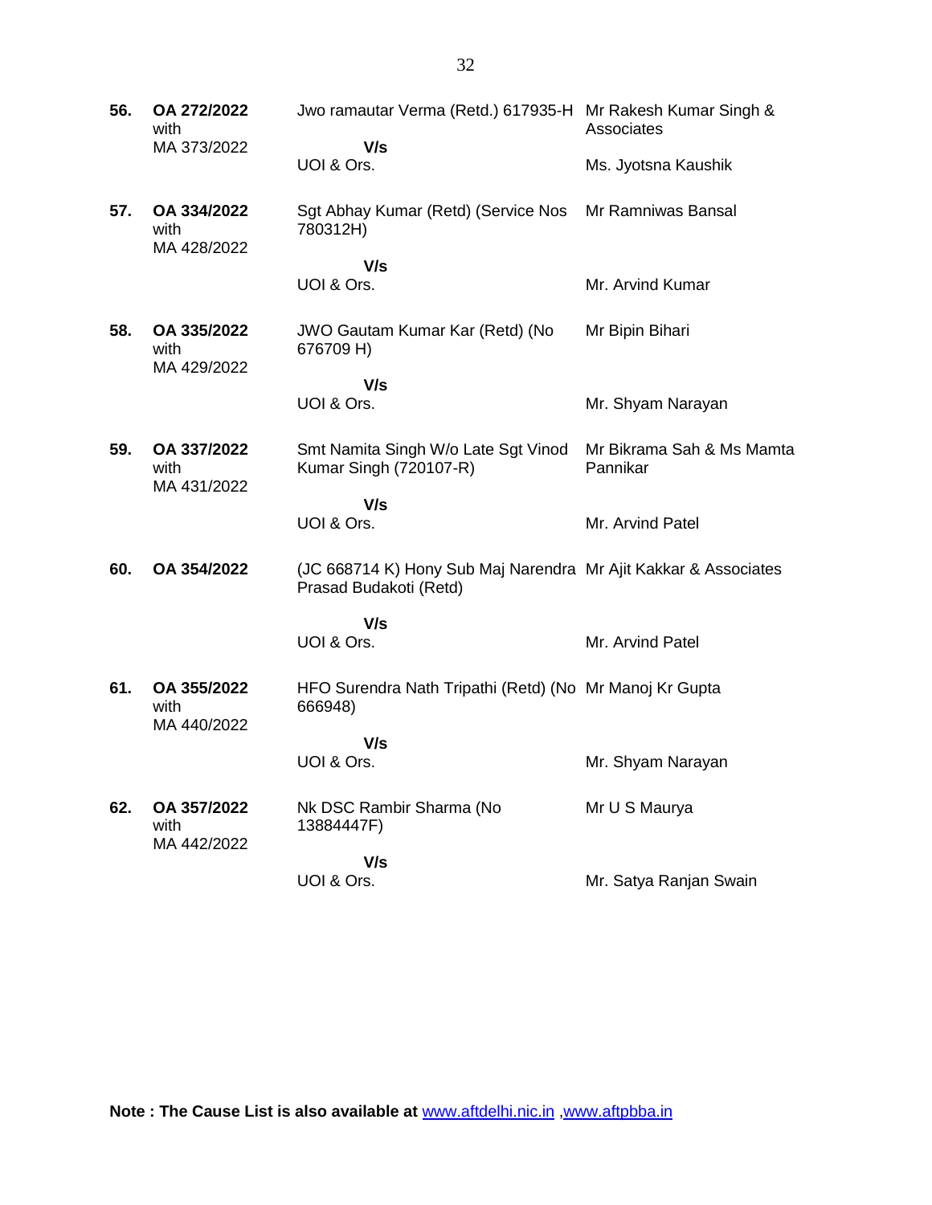| | | | |
|---|---|---|---|
| **56.** | **OA 272/2022** with MA 373/2022 | Jwo ramautar Verma (Retd.) 617935-H **V/s** UOI & Ors. | Mr Rakesh Kumar Singh & Associates<br>Ms. Jyotsna Kaushik |
| **57.** | **OA 334/2022** with MA 428/2022 | Sgt Abhay Kumar (Retd) (Service Nos 780312H) **V/s** UOI & Ors. | Mr Ramniwas Bansal<br>Mr. Arvind Kumar |
| **58.** | **OA 335/2022** with MA 429/2022 | JWO Gautam Kumar Kar (Retd) (No 676709 H) **V/s** UOI & Ors. | Mr Bipin Bihari<br>Mr. Shyam Narayan |
| **59.** | **OA 337/2022** with MA 431/2022 | Smt Namita Singh W/o Late Sgt Vinod Kumar Singh (720107-R) **V/s** UOI & Ors. | Mr Bikrama Sah & Ms Mamta Pannikar<br>Mr. Arvind Patel |
| **60.** | **OA 354/2022** | (JC 668714 K) Hony Sub Maj Narendra Prasad Budakoti (Retd) **V/s** UOI & Ors. | Mr Ajit Kakkar & Associates<br>Mr. Arvind Patel |
| **61.** | **OA 355/2022** with MA 440/2022 | HFO Surendra Nath Tripathi (Retd) (No 666948) **V/s** UOI & Ors. | Mr Manoj Kr Gupta<br>Mr. Shyam Narayan |
| **62.** | **OA 357/2022** with MA 442/2022 | Nk DSC Rambir Sharma (No 13884447F) **V/s** UOI & Ors. | Mr U S Maurya<br>Mr. Satya Ranjan Swain |

**Note : The Cause List is also available at** www.aftdelhi.nic.in ,www.aftpbba.in